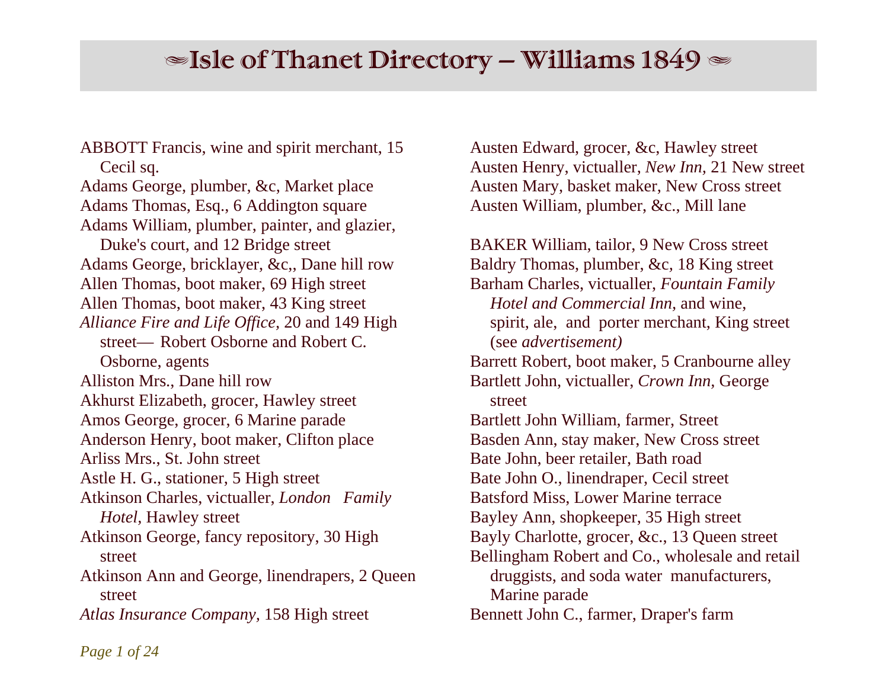# ✒Isle of Thanet Directory – Williams 1849 ✒

ABBOTT Francis, wine and spirit merchant, 15 Cecil sq.
Adams George, plumber, &c, Market place
Adams Thomas, Esq., 6 Addington square
Adams William, plumber, painter, and glazier, Duke's court, and 12 Bridge street
Adams George, bricklayer, &c,, Dane hill row
Allen Thomas, boot maker, 69 High street
Allen Thomas, boot maker, 43 King street
*Alliance Fire and Life Office,* 20 and 149 High street— Robert Osborne and Robert C. Osborne, agents
Alliston Mrs., Dane hill row
Akhurst Elizabeth, grocer, Hawley street
Amos George, grocer, 6 Marine parade
Anderson Henry, boot maker, Clifton place
Arliss Mrs., St. John street
Astle H. G., stationer, 5 High street
Atkinson Charles, victualler, *London Family Hotel,* Hawley street
Atkinson George, fancy repository, 30 High street
Atkinson Ann and George, linendrapers, 2 Queen street
*Atlas Insurance Company,* 158 High street
Austen Edward, grocer, &c, Hawley street
Austen Henry, victualler, *New Inn,* 21 New street
Austen Mary, basket maker, New Cross street
Austen William, plumber, &c., Mill lane

BAKER William, tailor, 9 New Cross street
Baldry Thomas, plumber, &c, 18 King street
Barham Charles, victualler, *Fountain Family Hotel and Commercial Inn,* and wine, spirit, ale, and porter merchant, King street (see *advertisement)*
Barrett Robert, boot maker, 5 Cranbourne alley
Bartlett John, victualler, *Crown Inn,* George street
Bartlett John William, farmer, Street
Basden Ann, stay maker, New Cross street
Bate John, beer retailer, Bath road
Bate John O., linendraper, Cecil street
Batsford Miss, Lower Marine terrace
Bayley Ann, shopkeeper, 35 High street
Bayly Charlotte, grocer, &c., 13 Queen street
Bellingham Robert and Co., wholesale and retail druggists, and soda water manufacturers, Marine parade
Bennett John C., farmer, Draper's farm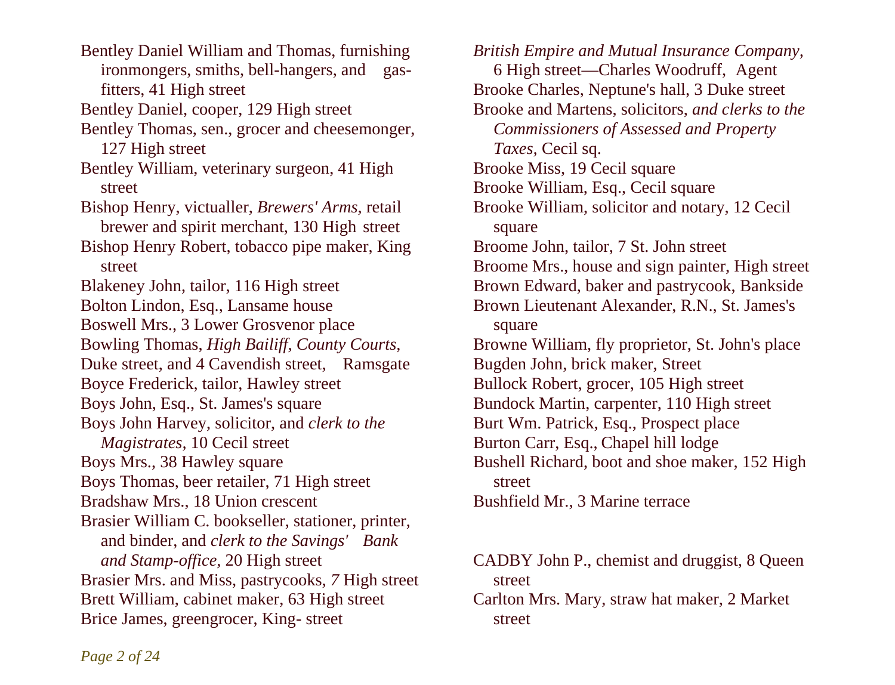Bentley Daniel William and Thomas, furnishing ironmongers, smiths, bell-hangers, and gas-fitters, 41 High street

Bentley Daniel, cooper, 129 High street

Bentley Thomas, sen., grocer and cheesemonger, 127 High street

Bentley William, veterinary surgeon, 41 High street

Bishop Henry, victualler, *Brewers' Arms,* retail brewer and spirit merchant, 130 High street

Bishop Henry Robert, tobacco pipe maker, King street

Blakeney John, tailor, 116 High street

Bolton Lindon, Esq., Lansame house

Boswell Mrs., 3 Lower Grosvenor place

Bowling Thomas, *High Bailiff, County Courts,* Duke street, and 4 Cavendish street, Ramsgate

Boyce Frederick, tailor, Hawley street

Boys John, Esq., St. James's square

Boys John Harvey, solicitor, and *clerk to the Magistrates,* 10 Cecil street

Boys Mrs., 38 Hawley square

Boys Thomas, beer retailer, 71 High street

Bradshaw Mrs., 18 Union crescent

Brasier William C. bookseller, stationer, printer, and binder, and *clerk to the Savings' Bank and Stamp-office,* 20 High street

Brasier Mrs. and Miss, pastrycooks, *7* High street

Brett William, cabinet maker, 63 High street

Brice James, greengrocer, King- street

*British Empire and Mutual Insurance Company,* 6 High street—Charles Woodruff, Agent

Brooke Charles, Neptune's hall, 3 Duke street

Brooke and Martens, solicitors, *and clerks to the Commissioners of Assessed and Property Taxes,* Cecil sq.

Brooke Miss, 19 Cecil square

Brooke William, Esq., Cecil square

Brooke William, solicitor and notary, 12 Cecil square

Broome John, tailor, 7 St. John street

Broome Mrs., house and sign painter, High street

Brown Edward, baker and pastrycook, Bankside

Brown Lieutenant Alexander, R.N., St. James's square

Browne William, fly proprietor, St. John's place

Bugden John, brick maker, Street

Bullock Robert, grocer, 105 High street

Bundock Martin, carpenter, 110 High street

Burt Wm. Patrick, Esq., Prospect place

Burton Carr, Esq., Chapel hill lodge

Bushell Richard, boot and shoe maker, 152 High street

Bushfield Mr., 3 Marine terrace

CADBY John P., chemist and druggist, 8 Queen street

Carlton Mrs. Mary, straw hat maker, 2 Market street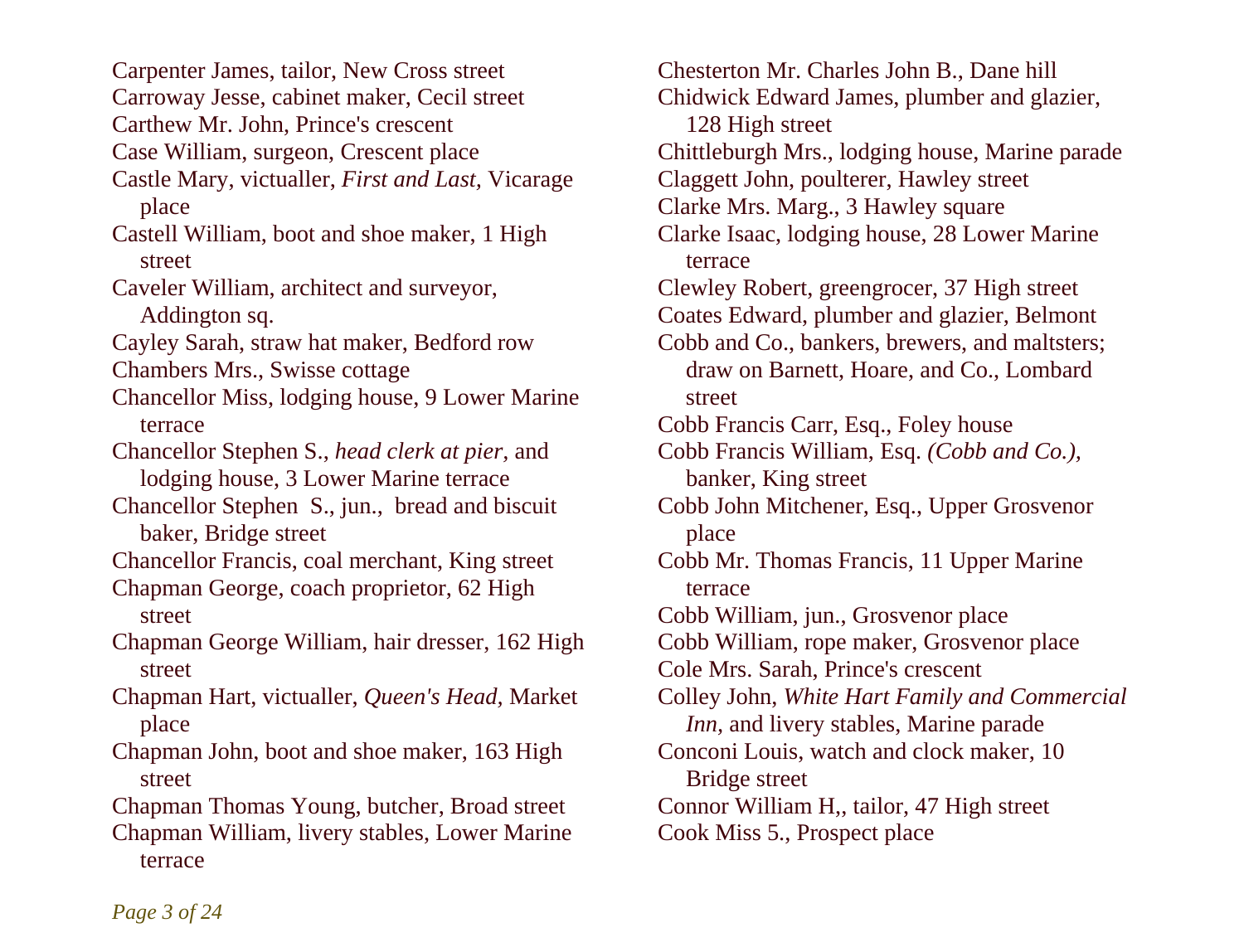Carpenter James, tailor, New Cross street

Carroway Jesse, cabinet maker, Cecil street

Carthew Mr. John, Prince's crescent

Case William, surgeon, Crescent place

Castle Mary, victualler, *First and Last,* Vicarage place

Castell William, boot and shoe maker, 1 High street

Caveler William, architect and surveyor, Addington sq.

Cayley Sarah, straw hat maker, Bedford row

Chambers Mrs., Swisse cottage

Chancellor Miss, lodging house, 9 Lower Marine terrace

Chancellor Stephen S., *head clerk at pier,* and lodging house, 3 Lower Marine terrace

Chancellor Stephen S., jun., bread and biscuit baker, Bridge street

Chancellor Francis, coal merchant, King street

Chapman George, coach proprietor, 62 High street

Chapman George William, hair dresser, 162 High street

Chapman Hart, victualler, *Queen's Head,* Market place

Chapman John, boot and shoe maker, 163 High street

Chapman Thomas Young, butcher, Broad street

Chapman William, livery stables, Lower Marine terrace

Chesterton Mr. Charles John B., Dane hill

Chidwick Edward James, plumber and glazier, 128 High street

Chittleburgh Mrs., lodging house, Marine parade

Claggett John, poulterer, Hawley street

Clarke Mrs. Marg., 3 Hawley square

Clarke Isaac, lodging house, 28 Lower Marine terrace

Clewley Robert, greengrocer, 37 High street

Coates Edward, plumber and glazier, Belmont

Cobb and Co., bankers, brewers, and maltsters; draw on Barnett, Hoare, and Co., Lombard street

Cobb Francis Carr, Esq., Foley house

Cobb Francis William, Esq. *(Cobb and Co.),* banker, King street

Cobb John Mitchener, Esq., Upper Grosvenor place

Cobb Mr. Thomas Francis, 11 Upper Marine terrace

Cobb William, jun., Grosvenor place

Cobb William, rope maker, Grosvenor place

Cole Mrs. Sarah, Prince's crescent

Colley John, *White Hart Family and Commercial Inn,* and livery stables, Marine parade

Conconi Louis, watch and clock maker, 10 Bridge street

Connor William H,, tailor, 47 High street

Cook Miss 5., Prospect place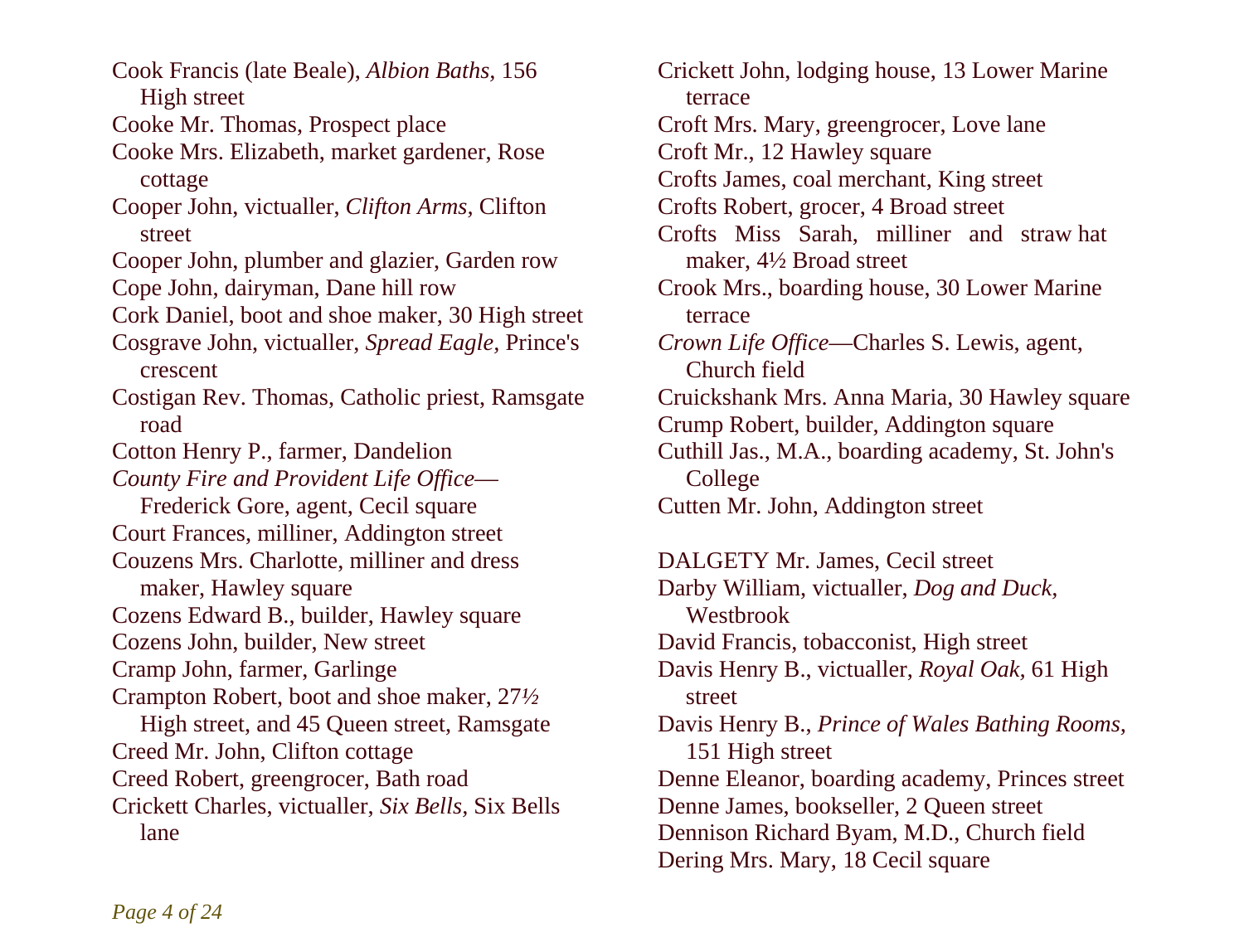Cook Francis (late Beale), *Albion Baths,* 156 High street

Cooke Mr. Thomas, Prospect place

Cooke Mrs. Elizabeth, market gardener, Rose cottage

Cooper John, victualler, *Clifton Arms,* Clifton street

Cooper John, plumber and glazier, Garden row

Cope John, dairyman, Dane hill row

Cork Daniel, boot and shoe maker, 30 High street

Cosgrave John, victualler, *Spread Eagle,* Prince's crescent

Costigan Rev. Thomas, Catholic priest, Ramsgate road

Cotton Henry P., farmer, Dandelion

*County Fire and Provident Life Office*—Frederick Gore, agent, Cecil square

Court Frances, milliner, Addington street

Couzens Mrs. Charlotte, milliner and dress maker, Hawley square

Cozens Edward B., builder, Hawley square

Cozens John, builder, New street

Cramp John, farmer, Garlinge

Crampton Robert, boot and shoe maker, 27½ High street, and 45 Queen street, Ramsgate

Creed Mr. John, Clifton cottage

Creed Robert, greengrocer, Bath road

Crickett Charles, victualler, *Six Bells,* Six Bells lane

Crickett John, lodging house, 13 Lower Marine terrace

Croft Mrs. Mary, greengrocer, Love lane

Croft Mr., 12 Hawley square

Crofts James, coal merchant, King street

Crofts Robert, grocer, 4 Broad street

Crofts Miss Sarah, milliner and straw hat maker, 4½ Broad street

Crook Mrs., boarding house, 30 Lower Marine terrace

*Crown Life Office*—Charles S. Lewis, agent, Church field

Cruickshank Mrs. Anna Maria, 30 Hawley square

Crump Robert, builder, Addington square

Cuthill Jas., M.A., boarding academy, St. John's College

Cutten Mr. John, Addington street

DALGETY Mr. James, Cecil street

Darby William, victualler, *Dog and Duck,* Westbrook

David Francis, tobacconist, High street

Davis Henry B., victualler, *Royal Oak,* 61 High street

Davis Henry B., *Prince of Wales Bathing Rooms,* 151 High street

Denne Eleanor, boarding academy, Princes street

Denne James, bookseller, 2 Queen street

Dennison Richard Byam, M.D., Church field

Dering Mrs. Mary, 18 Cecil square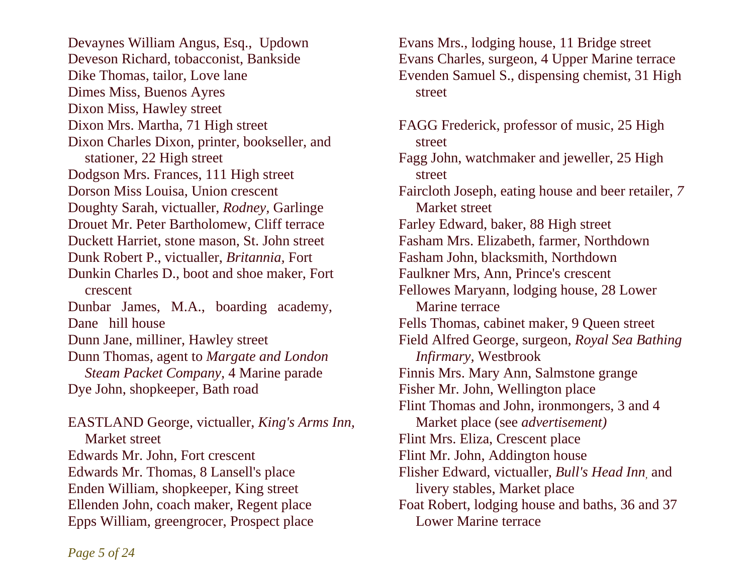Devaynes William Angus, Esq., Updown
Deveson Richard, tobacconist, Bankside
Dike Thomas, tailor, Love lane
Dimes Miss, Buenos Ayres
Dixon Miss, Hawley street
Dixon Mrs. Martha, 71 High street
Dixon Charles Dixon, printer, bookseller, and stationer, 22 High street
Dodgson Mrs. Frances, 111 High street
Dorson Miss Louisa, Union crescent
Doughty Sarah, victualler, *Rodney*, Garlinge
Drouet Mr. Peter Bartholomew, Cliff terrace
Duckett Harriet, stone mason, St. John street
Dunk Robert P., victualler, *Britannia*, Fort
Dunkin Charles D., boot and shoe maker, Fort crescent
Dunbar James, M.A., boarding academy, Dane hill house
Dunn Jane, milliner, Hawley street
Dunn Thomas, agent to *Margate and London Steam Packet Company*, 4 Marine parade
Dye John, shopkeeper, Bath road

EASTLAND George, victualler, *King's Arms Inn,* Market street
Edwards Mr. John, Fort crescent
Edwards Mr. Thomas, 8 Lansell's place
Enden William, shopkeeper, King street
Ellenden John, coach maker, Regent place
Epps William, greengrocer, Prospect place
Evans Mrs., lodging house, 11 Bridge street
Evans Charles, surgeon, 4 Upper Marine terrace
Evenden Samuel S., dispensing chemist, 31 High street

FAGG Frederick, professor of music, 25 High street
Fagg John, watchmaker and jeweller, 25 High street
Faircloth Joseph, eating house and beer retailer, *7* Market street
Farley Edward, baker, 88 High street
Fasham Mrs. Elizabeth, farmer, Northdown
Fasham John, blacksmith, Northdown
Faulkner Mrs, Ann, Prince's crescent
Fellowes Maryann, lodging house, 28 Lower Marine terrace
Fells Thomas, cabinet maker, 9 Queen street
Field Alfred George, surgeon, *Royal Sea Bathing Infirmary*, Westbrook
Finnis Mrs. Mary Ann, Salmstone grange
Fisher Mr. John, Wellington place
Flint Thomas and John, ironmongers, 3 and 4 Market place (see *advertisement)*
Flint Mrs. Eliza, Crescent place
Flint Mr. John, Addington house
Flisher Edward, victualler, *Bull's Head Inn*, and livery stables, Market place
Foat Robert, lodging house and baths, 36 and 37 Lower Marine terrace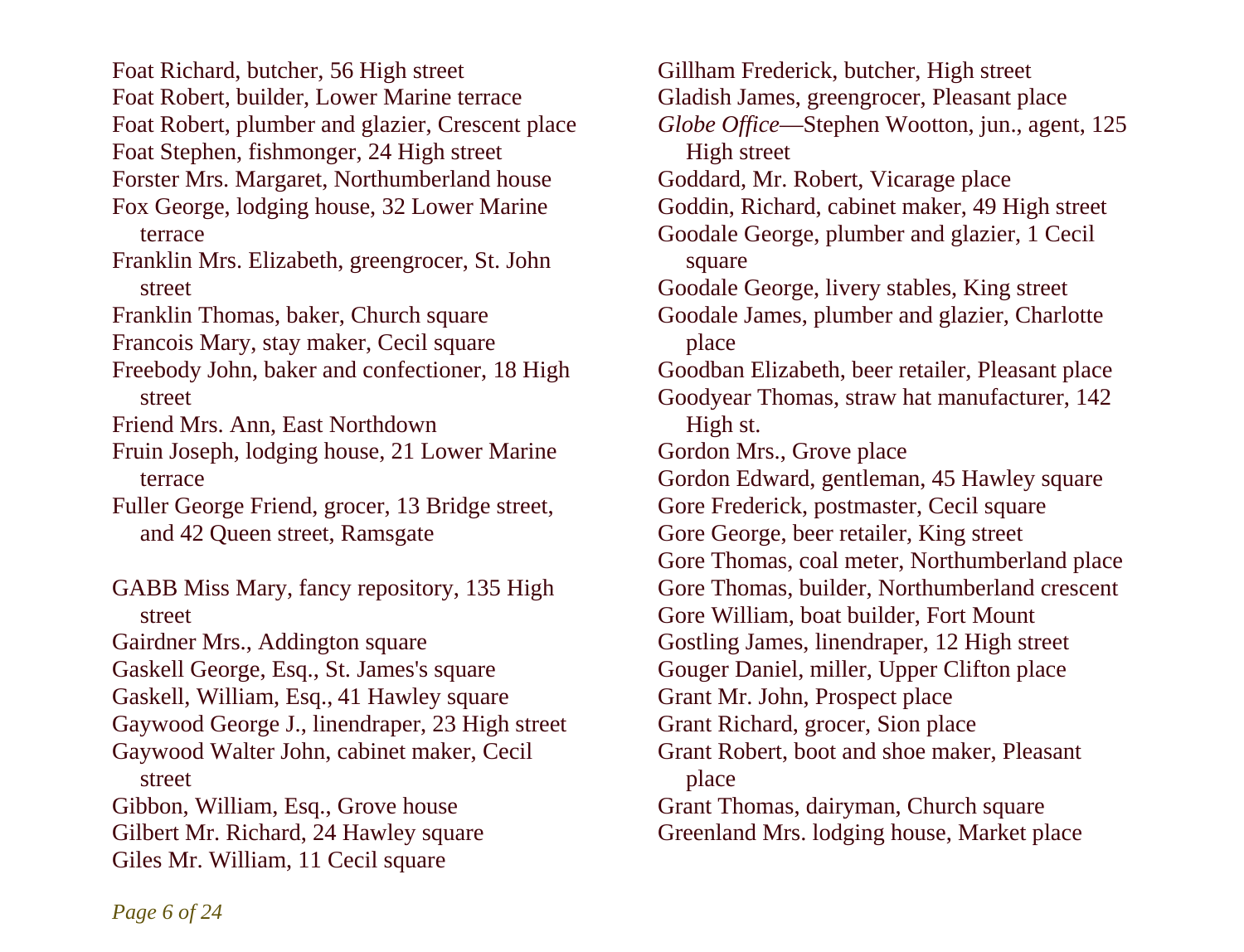Foat Richard, butcher, 56 High street

Foat Robert, builder, Lower Marine terrace

Foat Robert, plumber and glazier, Crescent place

Foat Stephen, fishmonger, 24 High street

Forster Mrs. Margaret, Northumberland house

Fox George, lodging house, 32 Lower Marine terrace

Franklin Mrs. Elizabeth, greengrocer, St. John street

Franklin Thomas, baker, Church square

Francois Mary, stay maker, Cecil square

Freebody John, baker and confectioner, 18 High street

Friend Mrs. Ann, East Northdown

Fruin Joseph, lodging house, 21 Lower Marine terrace

Fuller George Friend, grocer, 13 Bridge street, and 42 Queen street, Ramsgate

GABB Miss Mary, fancy repository, 135 High street

Gairdner Mrs., Addington square

Gaskell George, Esq., St. James's square

Gaskell, William, Esq., 41 Hawley square

Gaywood George J., linendraper, 23 High street

Gaywood Walter John, cabinet maker, Cecil street

Gibbon, William, Esq., Grove house

Gilbert Mr. Richard, 24 Hawley square

Giles Mr. William, 11 Cecil square

Gillham Frederick, butcher, High street

Gladish James, greengrocer, Pleasant place

*Globe Office*—Stephen Wootton, jun., agent, 125 High street

Goddard, Mr. Robert, Vicarage place

Goddin, Richard, cabinet maker, 49 High street

Goodale George, plumber and glazier, 1 Cecil square

Goodale George, livery stables, King street

Goodale James, plumber and glazier, Charlotte place

Goodban Elizabeth, beer retailer, Pleasant place

Goodyear Thomas, straw hat manufacturer, 142 High st.

Gordon Mrs., Grove place

Gordon Edward, gentleman, 45 Hawley square

Gore Frederick, postmaster, Cecil square

Gore George, beer retailer, King street

Gore Thomas, coal meter, Northumberland place

Gore Thomas, builder, Northumberland crescent

Gore William, boat builder, Fort Mount

Gostling James, linendraper, 12 High street

Gouger Daniel, miller, Upper Clifton place

Grant Mr. John, Prospect place

Grant Richard, grocer, Sion place

Grant Robert, boot and shoe maker, Pleasant place

Grant Thomas, dairyman, Church square

Greenland Mrs. lodging house, Market place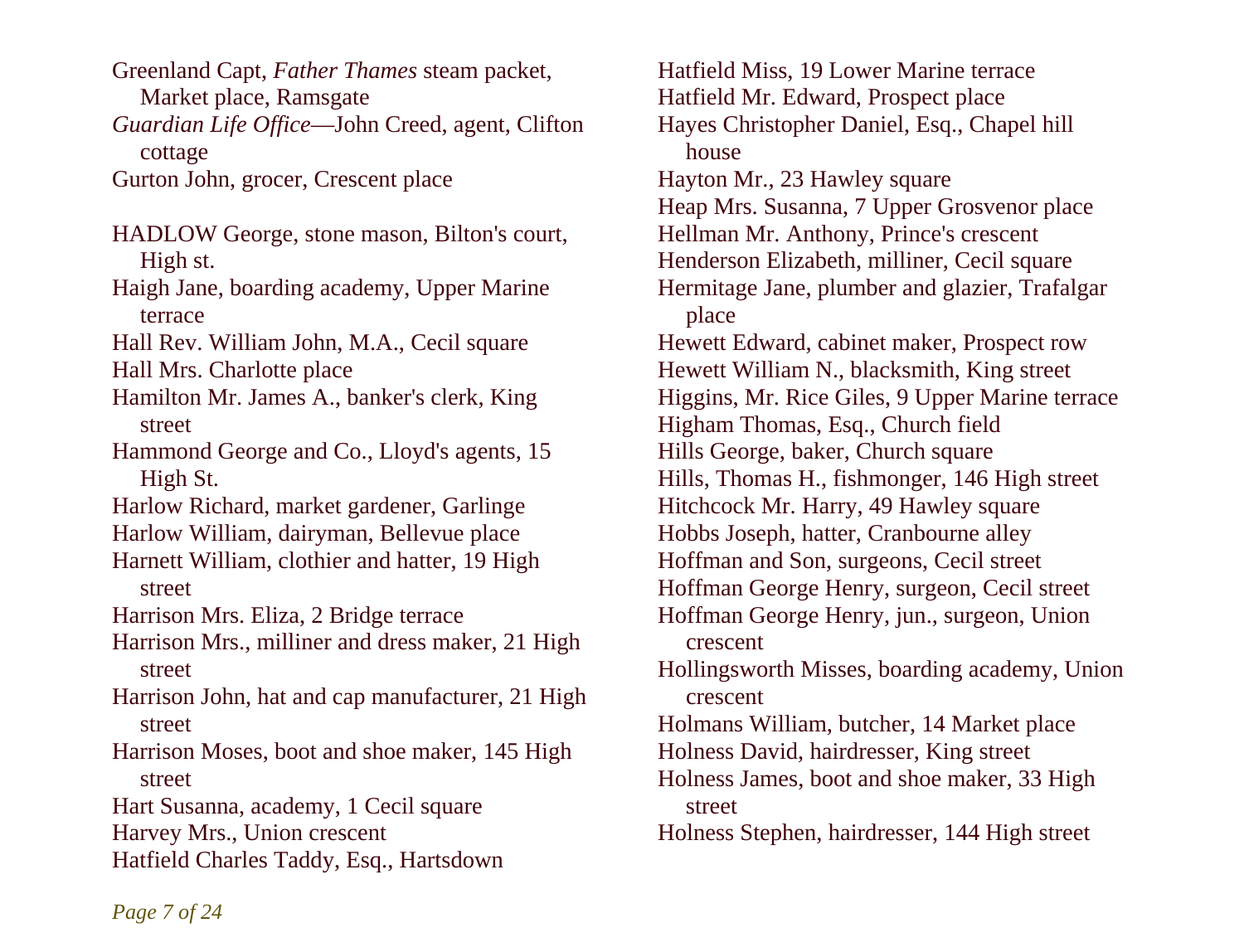Greenland Capt, *Father Thames* steam packet, Market place, Ramsgate

*Guardian Life Office*—John Creed, agent, Clifton cottage

Gurton John, grocer, Crescent place

HADLOW George, stone mason, Bilton's court, High st.

Haigh Jane, boarding academy, Upper Marine terrace

Hall Rev. William John, M.A., Cecil square

Hall Mrs. Charlotte place

Hamilton Mr. James A., banker's clerk, King street

Hammond George and Co., Lloyd's agents, 15 High St.

Harlow Richard, market gardener, Garlinge

Harlow William, dairyman, Bellevue place

Harnett William, clothier and hatter, 19 High street

Harrison Mrs. Eliza, 2 Bridge terrace

Harrison Mrs., milliner and dress maker, 21 High street

Harrison John, hat and cap manufacturer, 21 High street

Harrison Moses, boot and shoe maker, 145 High street

Hart Susanna, academy, 1 Cecil square

Harvey Mrs., Union crescent

Hatfield Charles Taddy, Esq., Hartsdown

Hatfield Miss, 19 Lower Marine terrace

Hatfield Mr. Edward, Prospect place

Hayes Christopher Daniel, Esq., Chapel hill house

Hayton Mr., 23 Hawley square

Heap Mrs. Susanna, 7 Upper Grosvenor place

Hellman Mr. Anthony, Prince's crescent

Henderson Elizabeth, milliner, Cecil square

Hermitage Jane, plumber and glazier, Trafalgar place

Hewett Edward, cabinet maker, Prospect row

Hewett William N., blacksmith, King street

Higgins, Mr. Rice Giles, 9 Upper Marine terrace

Higham Thomas, Esq., Church field

Hills George, baker, Church square

Hills, Thomas H., fishmonger, 146 High street

Hitchcock Mr. Harry, 49 Hawley square

Hobbs Joseph, hatter, Cranbourne alley

Hoffman and Son, surgeons, Cecil street

Hoffman George Henry, surgeon, Cecil street

Hoffman George Henry, jun., surgeon, Union crescent

Hollingsworth Misses, boarding academy, Union crescent

Holmans William, butcher, 14 Market place

Holness David, hairdresser, King street

Holness James, boot and shoe maker, 33 High street

Holness Stephen, hairdresser, 144 High street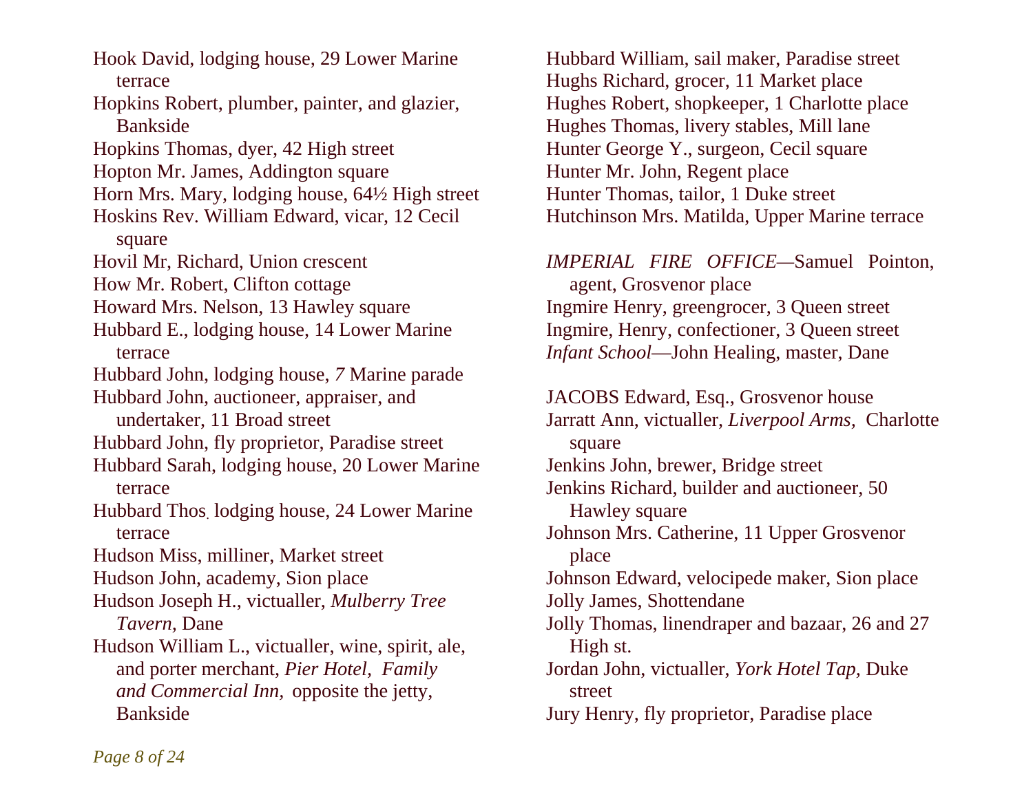Hook David, lodging house, 29 Lower Marine terrace

Hopkins Robert, plumber, painter, and glazier, Bankside

Hopkins Thomas, dyer, 42 High street

Hopton Mr. James, Addington square

Horn Mrs. Mary, lodging house, 64½ High street

Hoskins Rev. William Edward, vicar, 12 Cecil square

Hovil Mr, Richard, Union crescent

How Mr. Robert, Clifton cottage

Howard Mrs. Nelson, 13 Hawley square

Hubbard E., lodging house, 14 Lower Marine terrace

Hubbard John, lodging house, *7* Marine parade

Hubbard John, auctioneer, appraiser, and undertaker, 11 Broad street

Hubbard John, fly proprietor, Paradise street

Hubbard Sarah, lodging house, 20 Lower Marine terrace

Hubbard Thos. lodging house, 24 Lower Marine terrace

Hudson Miss, milliner, Market street

Hudson John, academy, Sion place

Hudson Joseph H., victualler, *Mulberry Tree Tavern*, Dane

Hudson William L., victualler, wine, spirit, ale, and porter merchant, *Pier Hotel, Family and Commercial Inn*, opposite the jetty, Bankside

Hubbard William, sail maker, Paradise street

Hughs Richard, grocer, 11 Market place

Hughes Robert, shopkeeper, 1 Charlotte place

Hughes Thomas, livery stables, Mill lane

Hunter George Y., surgeon, Cecil square

Hunter Mr. John, Regent place

Hunter Thomas, tailor, 1 Duke street

Hutchinson Mrs. Matilda, Upper Marine terrace

*IMPERIAL FIRE OFFICE*—Samuel Pointon, agent, Grosvenor place

Ingmire Henry, greengrocer, 3 Queen street

Ingmire, Henry, confectioner, 3 Queen street

*Infant School*—John Healing, master, Dane

JACOBS Edward, Esq., Grosvenor house

Jarratt Ann, victualler, *Liverpool Arms*, Charlotte square

Jenkins John, brewer, Bridge street

Jenkins Richard, builder and auctioneer, 50 Hawley square

Johnson Mrs. Catherine, 11 Upper Grosvenor place

Johnson Edward, velocipede maker, Sion place

Jolly James, Shottendane

Jolly Thomas, linendraper and bazaar, 26 and 27 High st.

Jordan John, victualler, *York Hotel Tap*, Duke street

Jury Henry, fly proprietor, Paradise place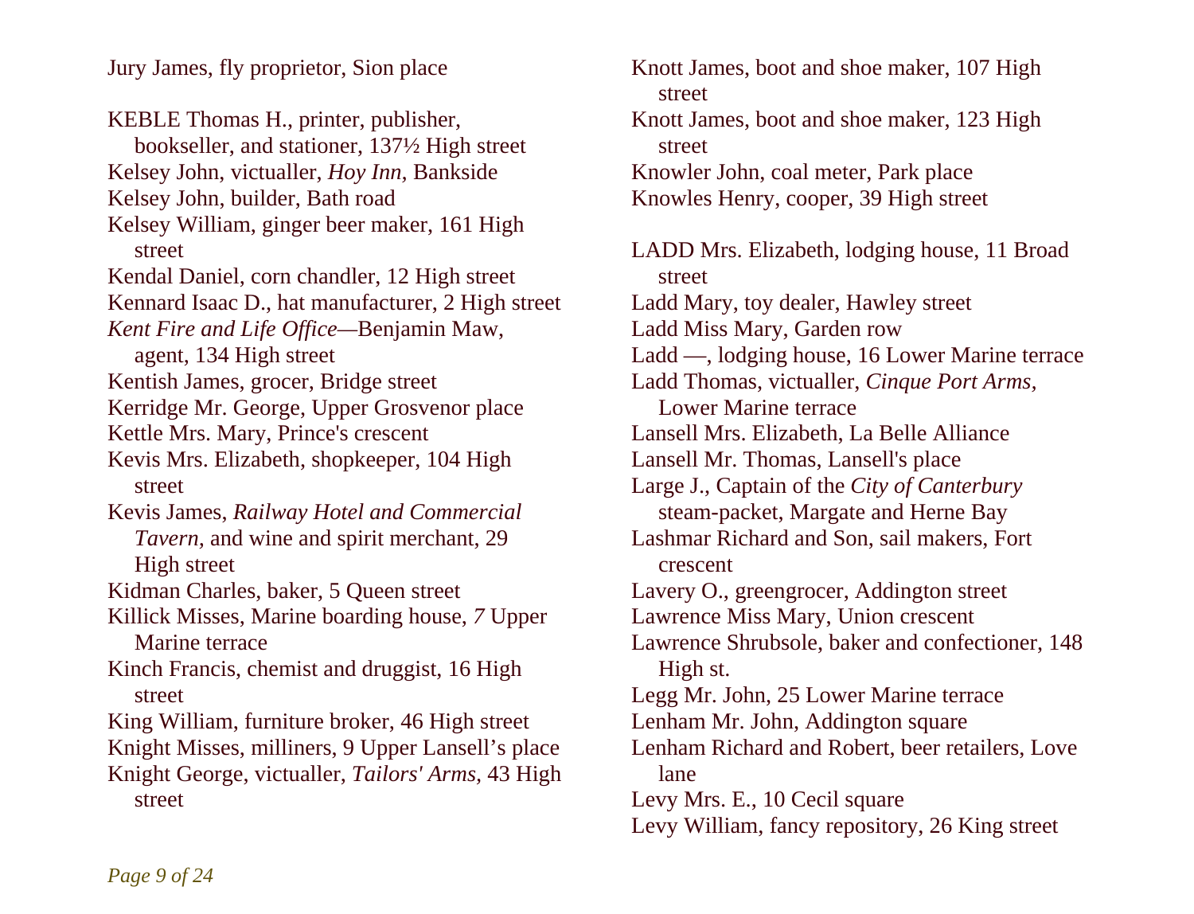Jury James, fly proprietor, Sion place

KEBLE Thomas H., printer, publisher, bookseller, and stationer, 137½ High street
Kelsey John, victualler, *Hoy Inn,* Bankside
Kelsey John, builder, Bath road
Kelsey William, ginger beer maker, 161 High street
Kendal Daniel, corn chandler, 12 High street
Kennard Isaac D., hat manufacturer, 2 High street
*Kent Fire and Life Office*—Benjamin Maw, agent, 134 High street
Kentish James, grocer, Bridge street
Kerridge Mr. George, Upper Grosvenor place
Kettle Mrs. Mary, Prince's crescent
Kevis Mrs. Elizabeth, shopkeeper, 104 High street
Kevis James, *Railway Hotel and Commercial Tavern,* and wine and spirit merchant, 29 High street
Kidman Charles, baker, 5 Queen street
Killick Misses, Marine boarding house, *7* Upper Marine terrace
Kinch Francis, chemist and druggist, 16 High street
King William, furniture broker, 46 High street
Knight Misses, milliners, 9 Upper Lansell's place
Knight George, victualler, *Tailors' Arms,* 43 High street
Knott James, boot and shoe maker, 107 High street
Knott James, boot and shoe maker, 123 High street
Knowler John, coal meter, Park place
Knowles Henry, cooper, 39 High street

LADD Mrs. Elizabeth, lodging house, 11 Broad street
Ladd Mary, toy dealer, Hawley street
Ladd Miss Mary, Garden row
Ladd —, lodging house, 16 Lower Marine terrace
Ladd Thomas, victualler, *Cinque Port Arms,* Lower Marine terrace
Lansell Mrs. Elizabeth, La Belle Alliance
Lansell Mr. Thomas, Lansell's place
Large J., Captain of the *City of Canterbury* steam-packet, Margate and Herne Bay
Lashmar Richard and Son, sail makers, Fort crescent
Lavery O., greengrocer, Addington street
Lawrence Miss Mary, Union crescent
Lawrence Shrubsole, baker and confectioner, 148 High st.
Legg Mr. John, 25 Lower Marine terrace
Lenham Mr. John, Addington square
Lenham Richard and Robert, beer retailers, Love lane
Levy Mrs. E., 10 Cecil square
Levy William, fancy repository, 26 King street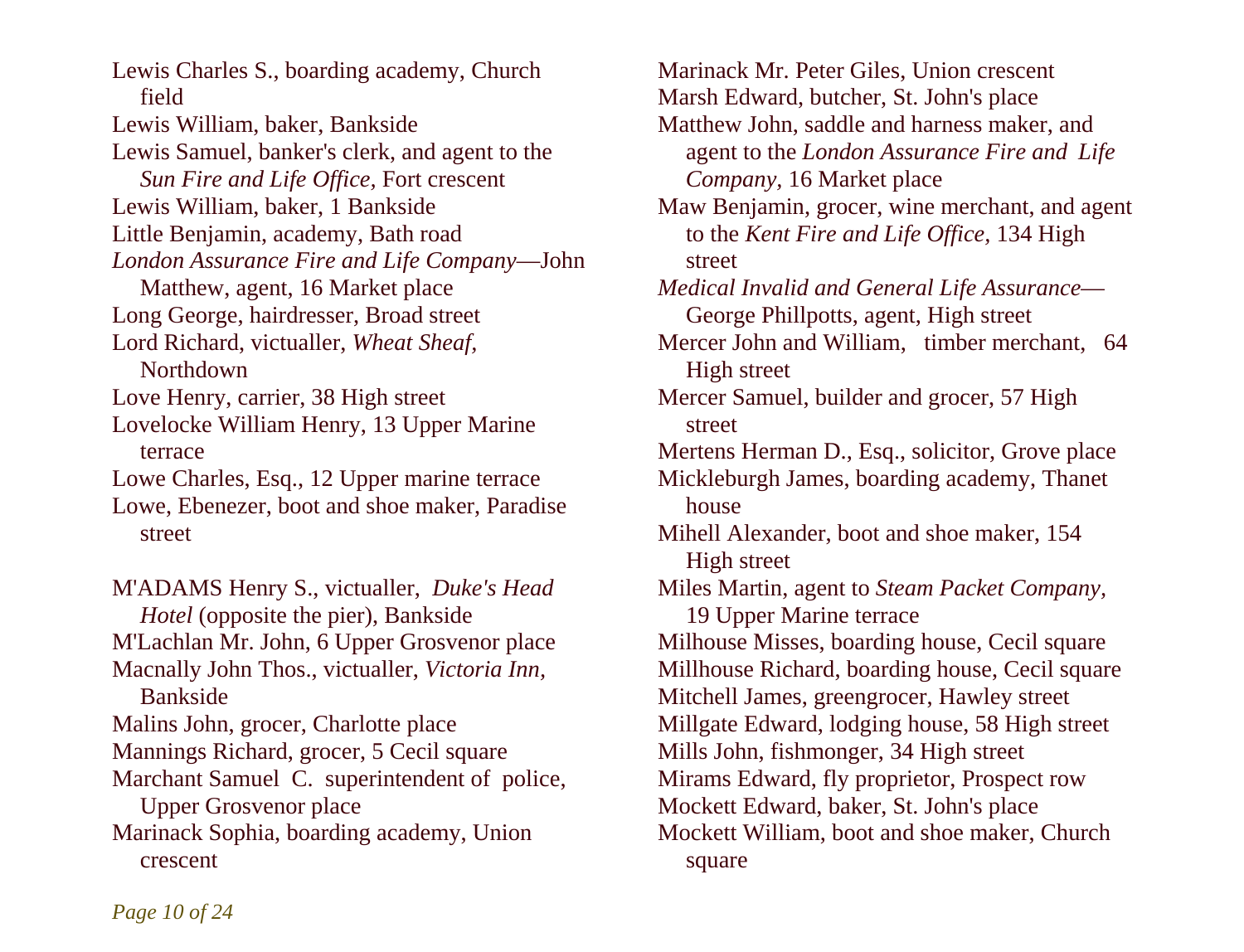Lewis Charles S., boarding academy, Church field

Lewis William, baker, Bankside

Lewis Samuel, banker's clerk, and agent to the *Sun Fire and Life Office*, Fort crescent

Lewis William, baker, 1 Bankside

Little Benjamin, academy, Bath road

*London Assurance Fire and Life Company*—John Matthew, agent, 16 Market place

Long George, hairdresser, Broad street

Lord Richard, victualler, *Wheat Sheaf*, Northdown

Love Henry, carrier, 38 High street

Lovelocke William Henry, 13 Upper Marine terrace

Lowe Charles, Esq., 12 Upper marine terrace

Lowe, Ebenezer, boot and shoe maker, Paradise street

M'ADAMS Henry S., victualler, *Duke's Head Hotel* (opposite the pier), Bankside

M'Lachlan Mr. John, 6 Upper Grosvenor place

Macnally John Thos., victualler, *Victoria Inn*, Bankside

Malins John, grocer, Charlotte place

Mannings Richard, grocer, 5 Cecil square

Marchant Samuel C. superintendent of police, Upper Grosvenor place

Marinack Sophia, boarding academy, Union crescent

Marinack Mr. Peter Giles, Union crescent

Marsh Edward, butcher, St. John's place

Matthew John, saddle and harness maker, and agent to the *London Assurance Fire and Life Company*, 16 Market place

Maw Benjamin, grocer, wine merchant, and agent to the *Kent Fire and Life Office*, 134 High street

*Medical Invalid and General Life Assurance*—George Phillpotts, agent, High street

Mercer John and William, timber merchant, 64 High street

Mercer Samuel, builder and grocer, 57 High street

Mertens Herman D., Esq., solicitor, Grove place

Mickleburgh James, boarding academy, Thanet house

Mihell Alexander, boot and shoe maker, 154 High street

Miles Martin, agent to *Steam Packet Company*, 19 Upper Marine terrace

Milhouse Misses, boarding house, Cecil square

Millhouse Richard, boarding house, Cecil square

Mitchell James, greengrocer, Hawley street

Millgate Edward, lodging house, 58 High street

Mills John, fishmonger, 34 High street

Mirams Edward, fly proprietor, Prospect row

Mockett Edward, baker, St. John's place

Mockett William, boot and shoe maker, Church square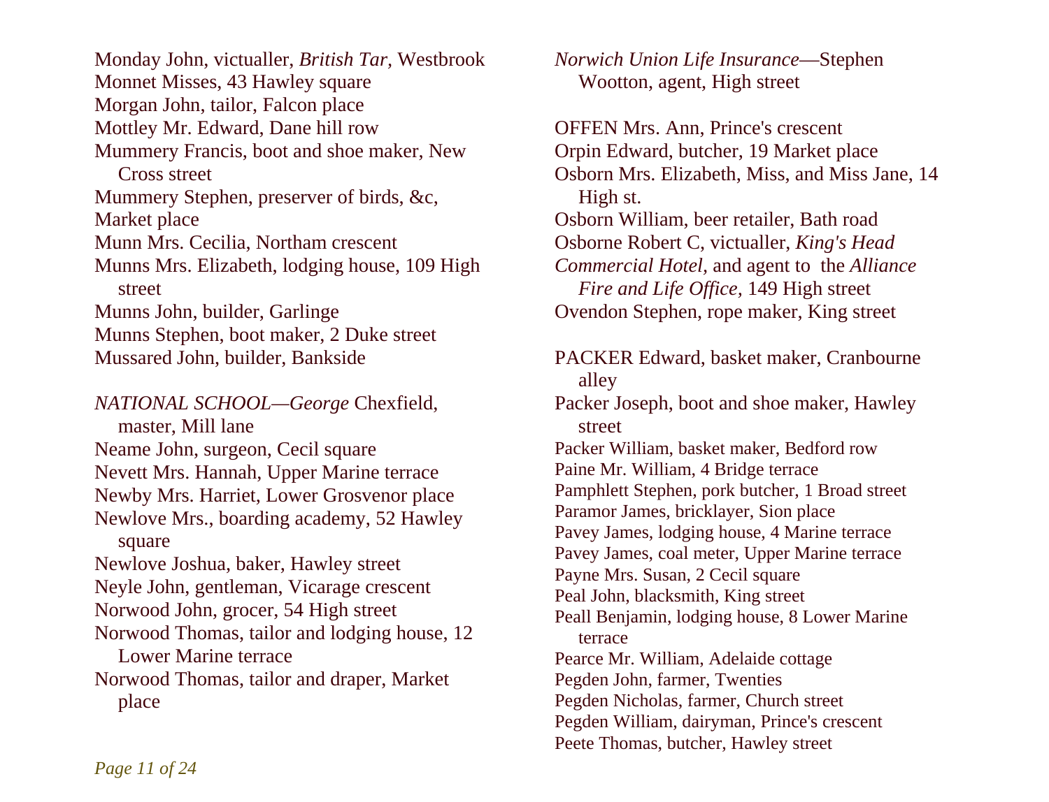Monday John, victualler, *British Tar,* Westbrook
Monnet Misses, 43 Hawley square
Morgan John, tailor, Falcon place
Mottley Mr. Edward, Dane hill row
Mummery Francis, boot and shoe maker, New Cross street
Mummery Stephen, preserver of birds, &c, Market place
Munn Mrs. Cecilia, Northam crescent
Munns Mrs. Elizabeth, lodging house, 109 High street
Munns John, builder, Garlinge
Munns Stephen, boot maker, 2 Duke street
Mussared John, builder, Bankside

*NATIONAL SCHOOL—George* Chexfield, master, Mill lane
Neame John, surgeon, Cecil square
Nevett Mrs. Hannah, Upper Marine terrace
Newby Mrs. Harriet, Lower Grosvenor place
Newlove Mrs., boarding academy, 52 Hawley square
Newlove Joshua, baker, Hawley street
Neyle John, gentleman, Vicarage crescent
Norwood John, grocer, 54 High street
Norwood Thomas, tailor and lodging house, 12 Lower Marine terrace
Norwood Thomas, tailor and draper, Market place
*Norwich Union Life Insurance*—Stephen Wootton, agent, High street

OFFEN Mrs. Ann, Prince's crescent
Orpin Edward, butcher, 19 Market place
Osborn Mrs. Elizabeth, Miss, and Miss Jane, 14 High st.
Osborn William, beer retailer, Bath road
Osborne Robert C, victualler, *King's Head Commercial Hotel,* and agent to the *Alliance Fire and Life Office,* 149 High street
Ovendon Stephen, rope maker, King street

PACKER Edward, basket maker, Cranbourne alley
Packer Joseph, boot and shoe maker, Hawley street
Packer William, basket maker, Bedford row
Paine Mr. William, 4 Bridge terrace
Pamphlett Stephen, pork butcher, 1 Broad street
Paramor James, bricklayer, Sion place
Pavey James, lodging house, 4 Marine terrace
Pavey James, coal meter, Upper Marine terrace
Payne Mrs. Susan, 2 Cecil square
Peal John, blacksmith, King street
Peall Benjamin, lodging house, 8 Lower Marine terrace
Pearce Mr. William, Adelaide cottage
Pegden John, farmer, Twenties
Pegden Nicholas, farmer, Church street
Pegden William, dairyman, Prince's crescent
Peete Thomas, butcher, Hawley street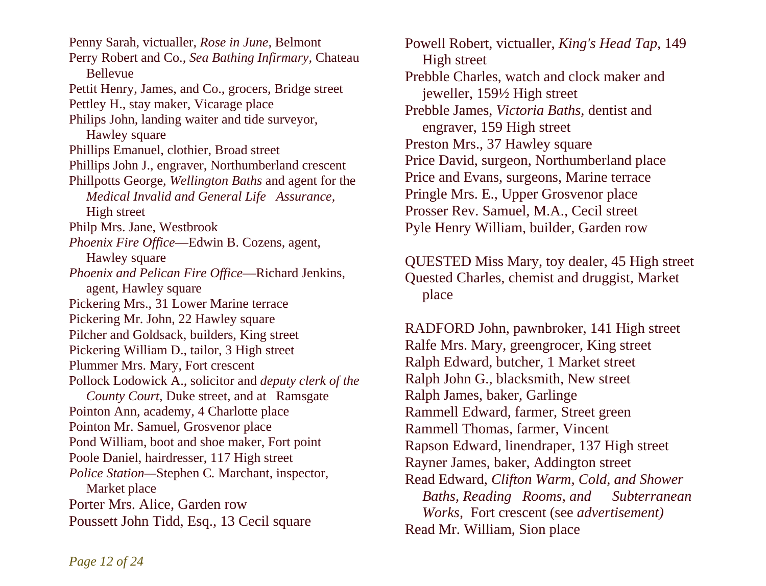Penny Sarah, victualler, *Rose in June,* Belmont

Perry Robert and Co., *Sea Bathing Infirmary,* Chateau Bellevue

Pettit Henry, James, and Co., grocers, Bridge street

Pettley H., stay maker, Vicarage place

Philips John, landing waiter and tide surveyor, Hawley square

Phillips Emanuel, clothier, Broad street

Phillips John J., engraver, Northumberland crescent

Phillpotts George, *Wellington Baths* and agent for the *Medical Invalid and General Life Assurance,* High street

Philp Mrs. Jane, Westbrook

*Phoenix Fire Office*—Edwin B. Cozens, agent, Hawley square

*Phoenix and Pelican Fire Office*—Richard Jenkins, agent, Hawley square

Pickering Mrs., 31 Lower Marine terrace

Pickering Mr. John, 22 Hawley square

Pilcher and Goldsack, builders, King street

Pickering William D., tailor, 3 High street

Plummer Mrs. Mary, Fort crescent

Pollock Lodowick A., solicitor and *deputy clerk of the County Court,* Duke street, and at Ramsgate

Pointon Ann, academy, 4 Charlotte place

Pointon Mr. Samuel, Grosvenor place

Pond William, boot and shoe maker, Fort point

Poole Daniel, hairdresser, 117 High street

*Police Station*—Stephen C. Marchant, inspector, Market place

Porter Mrs. Alice, Garden row

Poussett John Tidd, Esq., 13 Cecil square

Powell Robert, victualler, *King's Head Tap,* 149 High street

Prebble Charles, watch and clock maker and jeweller, 159½ High street

Prebble James, *Victoria Baths,* dentist and engraver, 159 High street

Preston Mrs., 37 Hawley square

Price David, surgeon, Northumberland place

Price and Evans, surgeons, Marine terrace

Pringle Mrs. E., Upper Grosvenor place

Prosser Rev. Samuel, M.A., Cecil street

Pyle Henry William, builder, Garden row

QUESTED Miss Mary, toy dealer, 45 High street

Quested Charles, chemist and druggist, Market place

RADFORD John, pawnbroker, 141 High street

Ralfe Mrs. Mary, greengrocer, King street

Ralph Edward, butcher, 1 Market street

Ralph John G., blacksmith, New street

Ralph James, baker, Garlinge

Rammell Edward, farmer, Street green

Rammell Thomas, farmer, Vincent

Rapson Edward, linendraper, 137 High street

Rayner James, baker, Addington street

Read Edward, *Clifton Warm, Cold, and Shower Baths, Reading Rooms, and Subterranean Works,* Fort crescent (see *advertisement)*

Read Mr. William, Sion place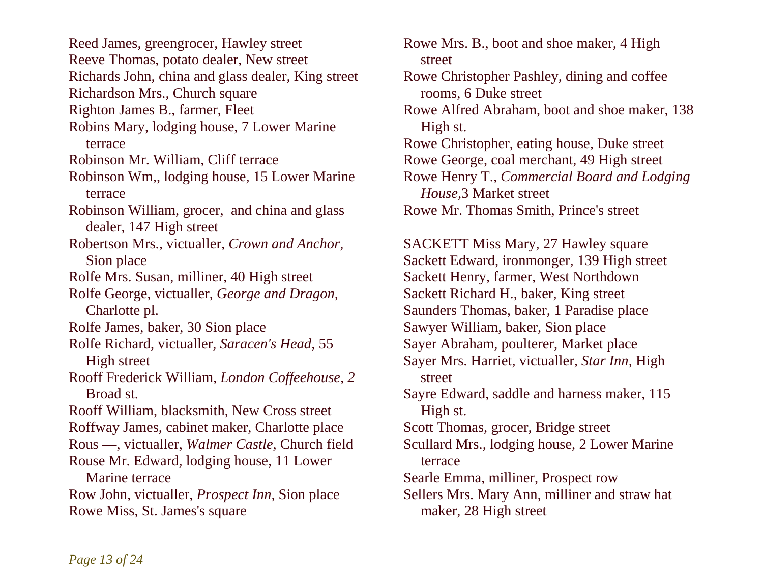Reed James, greengrocer, Hawley street
Reeve Thomas, potato dealer, New street
Richards John, china and glass dealer, King street
Richardson Mrs., Church square
Righton James B., farmer, Fleet
Robins Mary, lodging house, 7 Lower Marine terrace
Robinson Mr. William, Cliff terrace
Robinson Wm,, lodging house, 15 Lower Marine terrace
Robinson William, grocer, and china and glass dealer, 147 High street
Robertson Mrs., victualler, *Crown and Anchor*, Sion place
Rolfe Mrs. Susan, milliner, 40 High street
Rolfe George, victualler, *George and Dragon*, Charlotte pl.
Rolfe James, baker, 30 Sion place
Rolfe Richard, victualler, *Saracen's Head*, 55 High street
Rooff Frederick William, *London Coffeehouse, 2* Broad st.
Rooff William, blacksmith, New Cross street
Roffway James, cabinet maker, Charlotte place
Rous —, victualler, *Walmer Castle*, Church field
Rouse Mr. Edward, lodging house, 11 Lower Marine terrace
Row John, victualler, *Prospect Inn*, Sion place
Rowe Miss, St. James's square
Rowe Mrs. B., boot and shoe maker, 4 High street
Rowe Christopher Pashley, dining and coffee rooms, 6 Duke street
Rowe Alfred Abraham, boot and shoe maker, 138 High st.
Rowe Christopher, eating house, Duke street
Rowe George, coal merchant, 49 High street
Rowe Henry T., *Commercial Board and Lodging House*,3 Market street
Rowe Mr. Thomas Smith, Prince's street

SACKETT Miss Mary, 27 Hawley square
Sackett Edward, ironmonger, 139 High street
Sackett Henry, farmer, West Northdown
Sackett Richard H., baker, King street
Saunders Thomas, baker, 1 Paradise place
Sawyer William, baker, Sion place
Sayer Abraham, poulterer, Market place
Sayer Mrs. Harriet, victualler, *Star Inn*, High street
Sayre Edward, saddle and harness maker, 115 High st.
Scott Thomas, grocer, Bridge street
Scullard Mrs., lodging house, 2 Lower Marine terrace
Searle Emma, milliner, Prospect row
Sellers Mrs. Mary Ann, milliner and straw hat maker, 28 High street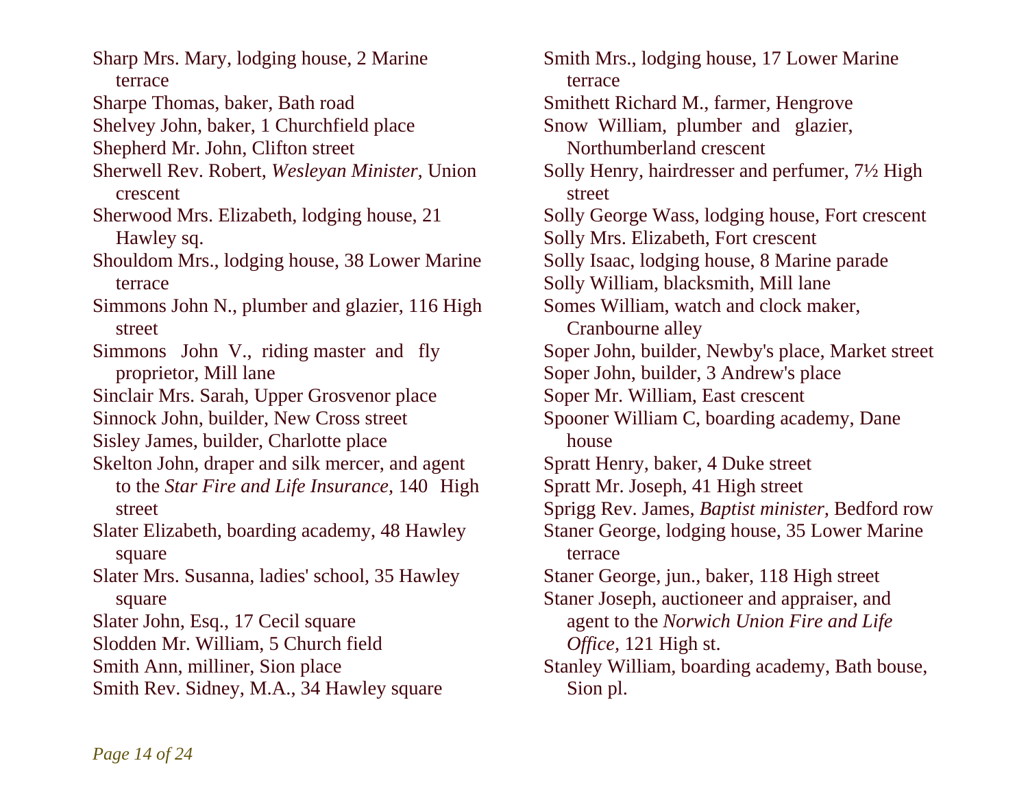Sharp Mrs. Mary, lodging house, 2 Marine terrace

Sharpe Thomas, baker, Bath road

Shelvey John, baker, 1 Churchfield place

Shepherd Mr. John, Clifton street

Sherwell Rev. Robert, *Wesleyan Minister*, Union crescent

Sherwood Mrs. Elizabeth, lodging house, 21 Hawley sq.

Shouldom Mrs., lodging house, 38 Lower Marine terrace

Simmons John N., plumber and glazier, 116 High street

Simmons John V., riding master and fly proprietor, Mill lane

Sinclair Mrs. Sarah, Upper Grosvenor place

Sinnock John, builder, New Cross street

Sisley James, builder, Charlotte place

Skelton John, draper and silk mercer, and agent to the *Star Fire and Life Insurance*, 140 High street

Slater Elizabeth, boarding academy, 48 Hawley square

Slater Mrs. Susanna, ladies' school, 35 Hawley square

Slater John, Esq., 17 Cecil square

Slodden Mr. William, 5 Church field

Smith Ann, milliner, Sion place

Smith Rev. Sidney, M.A., 34 Hawley square

Smith Mrs., lodging house, 17 Lower Marine terrace

Smithett Richard M., farmer, Hengrove

Snow William, plumber and glazier, Northumberland crescent

Solly Henry, hairdresser and perfumer, 7½ High street

Solly George Wass, lodging house, Fort crescent

Solly Mrs. Elizabeth, Fort crescent

Solly Isaac, lodging house, 8 Marine parade

Solly William, blacksmith, Mill lane

Somes William, watch and clock maker, Cranbourne alley

Soper John, builder, Newby's place, Market street

Soper John, builder, 3 Andrew's place

Soper Mr. William, East crescent

Spooner William C, boarding academy, Dane house

Spratt Henry, baker, 4 Duke street

Spratt Mr. Joseph, 41 High street

Sprigg Rev. James, *Baptist minister*, Bedford row

Staner George, lodging house, 35 Lower Marine terrace

Staner George, jun., baker, 118 High street

Staner Joseph, auctioneer and appraiser, and agent to the *Norwich Union Fire and Life Office*, 121 High st.

Stanley William, boarding academy, Bath bouse, Sion pl.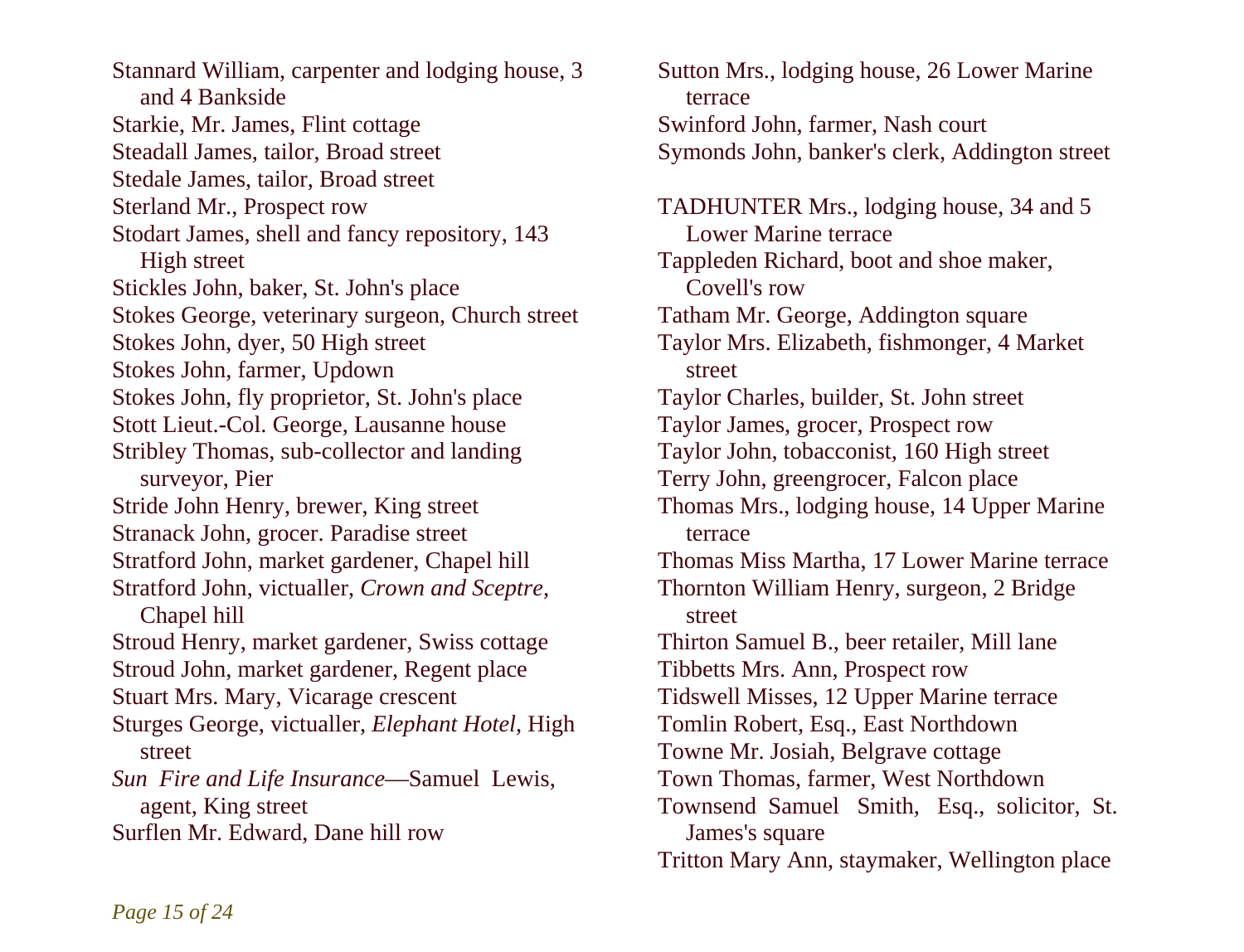Stannard William, carpenter and lodging house, 3 and 4 Bankside
Starkie, Mr. James, Flint cottage
Steadall James, tailor, Broad street
Stedale James, tailor, Broad street
Sterland Mr., Prospect row
Stodart James, shell and fancy repository, 143 High street
Stickles John, baker, St. John's place
Stokes George, veterinary surgeon, Church street
Stokes John, dyer, 50 High street
Stokes John, farmer, Updown
Stokes John, fly proprietor, St. John's place
Stott Lieut.-Col. George, Lausanne house
Stribley Thomas, sub-collector and landing surveyor, Pier
Stride John Henry, brewer, King street
Stranack John, grocer. Paradise street
Stratford John, market gardener, Chapel hill
Stratford John, victualler, *Crown and Sceptre,* Chapel hill
Stroud Henry, market gardener, Swiss cottage
Stroud John, market gardener, Regent place
Stuart Mrs. Mary, Vicarage crescent
Sturges George, victualler, *Elephant Hotel,* High street
*Sun Fire and Life Insurance*—Samuel Lewis, agent, King street
Surflen Mr. Edward, Dane hill row
Sutton Mrs., lodging house, 26 Lower Marine terrace
Swinford John, farmer, Nash court
Symonds John, banker's clerk, Addington street

TADHUNTER Mrs., lodging house, 34 and 5 Lower Marine terrace
Tappleden Richard, boot and shoe maker, Covell's row
Tatham Mr. George, Addington square
Taylor Mrs. Elizabeth, fishmonger, 4 Market street
Taylor Charles, builder, St. John street
Taylor James, grocer, Prospect row
Taylor John, tobacconist, 160 High street
Terry John, greengrocer, Falcon place
Thomas Mrs., lodging house, 14 Upper Marine terrace
Thomas Miss Martha, 17 Lower Marine terrace
Thornton William Henry, surgeon, 2 Bridge street
Thirton Samuel B., beer retailer, Mill lane
Tibbetts Mrs. Ann, Prospect row
Tidswell Misses, 12 Upper Marine terrace
Tomlin Robert, Esq., East Northdown
Towne Mr. Josiah, Belgrave cottage
Town Thomas, farmer, West Northdown
Townsend Samuel Smith, Esq., solicitor, St. James's square
Tritton Mary Ann, staymaker, Wellington place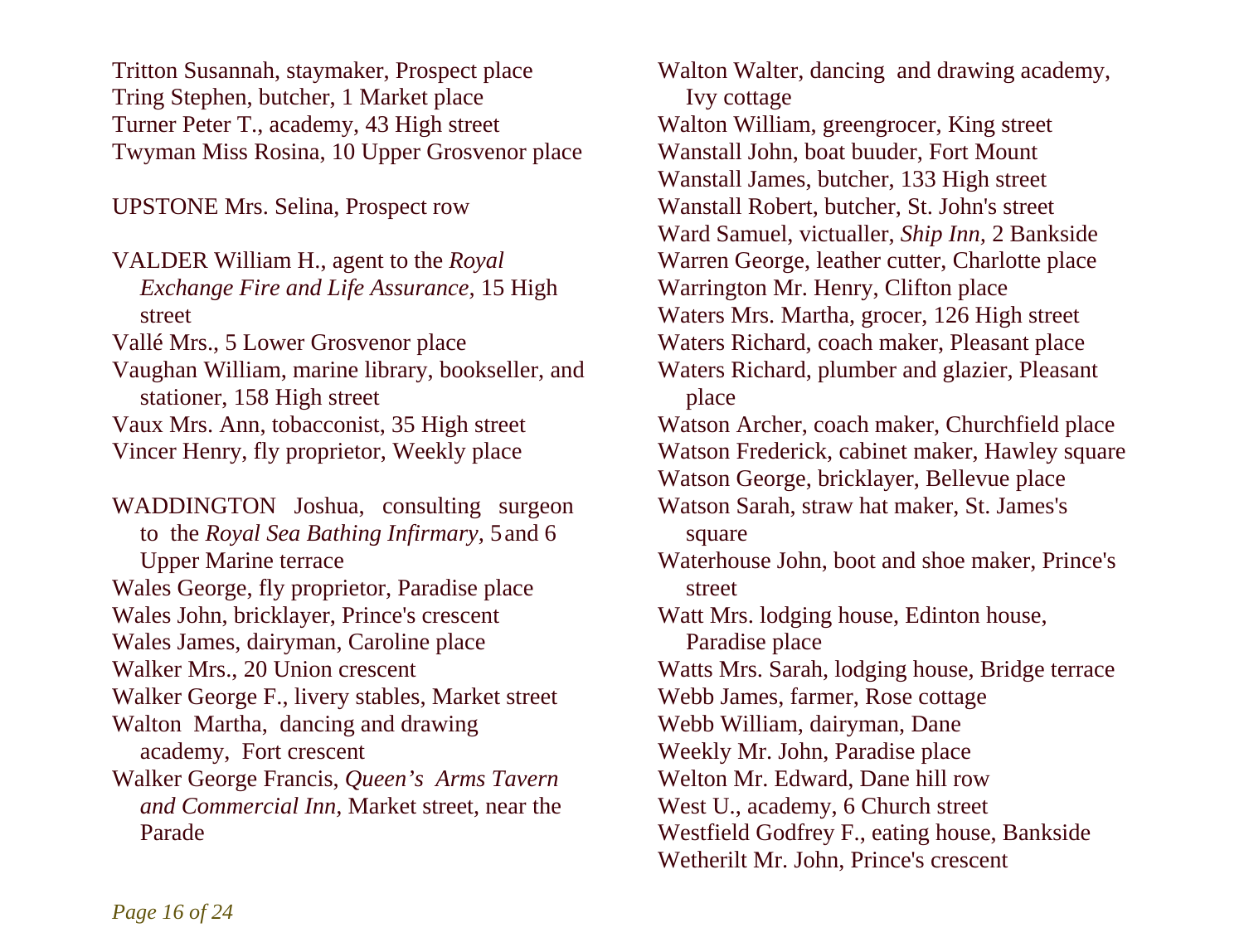Tritton Susannah, staymaker, Prospect place
Tring Stephen, butcher, 1 Market place
Turner Peter T., academy, 43 High street
Twyman Miss Rosina, 10 Upper Grosvenor place

UPSTONE Mrs. Selina, Prospect row

VALDER William H., agent to the *Royal Exchange Fire and Life Assurance,* 15 High street
Vallé Mrs., 5 Lower Grosvenor place
Vaughan William, marine library, bookseller, and stationer, 158 High street
Vaux Mrs. Ann, tobacconist, 35 High street
Vincer Henry, fly proprietor, Weekly place

WADDINGTON Joshua, consulting surgeon to the *Royal Sea Bathing Infirmary,* 5 and 6 Upper Marine terrace
Wales George, fly proprietor, Paradise place
Wales John, bricklayer, Prince's crescent
Wales James, dairyman, Caroline place
Walker Mrs., 20 Union crescent
Walker George F., livery stables, Market street
Walton Martha, dancing and drawing academy, Fort crescent
Walker George Francis, *Queen's Arms Tavern and Commercial Inn,* Market street, near the Parade
Walton Walter, dancing and drawing academy, Ivy cottage
Walton William, greengrocer, King street
Wanstall John, boat buuder, Fort Mount
Wanstall James, butcher, 133 High street
Wanstall Robert, butcher, St. John's street
Ward Samuel, victualler, *Ship Inn,* 2 Bankside
Warren George, leather cutter, Charlotte place
Warrington Mr. Henry, Clifton place
Waters Mrs. Martha, grocer, 126 High street
Waters Richard, coach maker, Pleasant place
Waters Richard, plumber and glazier, Pleasant place
Watson Archer, coach maker, Churchfield place
Watson Frederick, cabinet maker, Hawley square
Watson George, bricklayer, Bellevue place
Watson Sarah, straw hat maker, St. James's square
Waterhouse John, boot and shoe maker, Prince's street
Watt Mrs. lodging house, Edinton house, Paradise place
Watts Mrs. Sarah, lodging house, Bridge terrace
Webb James, farmer, Rose cottage
Webb William, dairyman, Dane
Weekly Mr. John, Paradise place
Welton Mr. Edward, Dane hill row
West U., academy, 6 Church street
Westfield Godfrey F., eating house, Bankside
Wetherilt Mr. John, Prince's crescent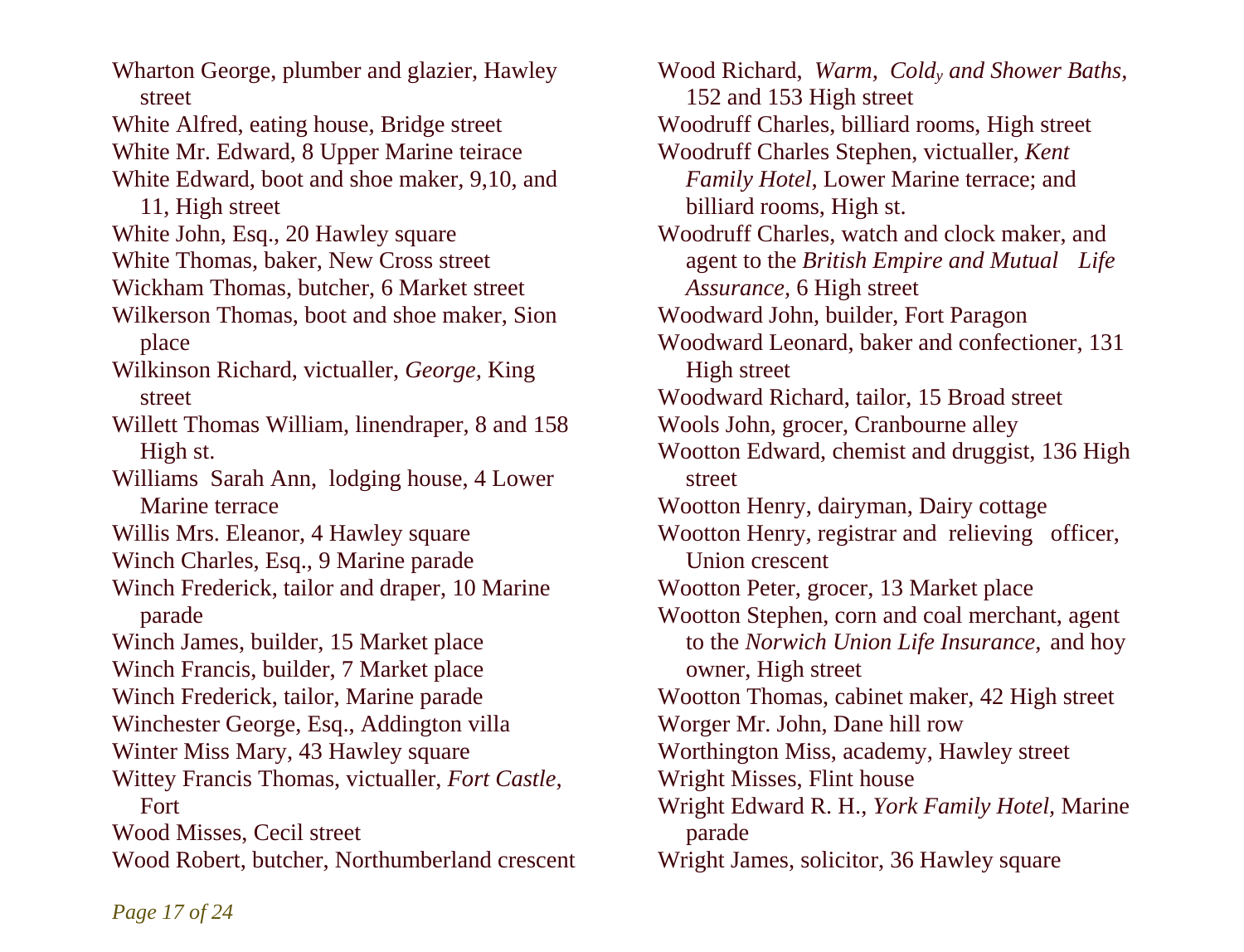Wharton George, plumber and glazier, Hawley street

White Alfred, eating house, Bridge street

White Mr. Edward, 8 Upper Marine teirace

White Edward, boot and shoe maker, 9,10, and 11, High street

White John, Esq., 20 Hawley square

White Thomas, baker, New Cross street

Wickham Thomas, butcher, 6 Market street

Wilkerson Thomas, boot and shoe maker, Sion place

Wilkinson Richard, victualler, *George,* King street

Willett Thomas William, linendraper, 8 and 158 High st.

Williams Sarah Ann, lodging house, 4 Lower Marine terrace

Willis Mrs. Eleanor, 4 Hawley square

Winch Charles, Esq., 9 Marine parade

Winch Frederick, tailor and draper, 10 Marine parade

Winch James, builder, 15 Market place

Winch Francis, builder, 7 Market place

Winch Frederick, tailor, Marine parade

Winchester George, Esq., Addington villa

Winter Miss Mary, 43 Hawley square

Wittey Francis Thomas, victualler, *Fort Castle,* Fort

Wood Misses, Cecil street

Wood Robert, butcher, Northumberland crescent

Wood Richard, *Warm, Cold, and Shower Baths,* 152 and 153 High street

Woodruff Charles, billiard rooms, High street

Woodruff Charles Stephen, victualler, *Kent Family Hotel,* Lower Marine terrace; and billiard rooms, High st.

Woodruff Charles, watch and clock maker, and agent to the *British Empire and Mutual Life Assurance,* 6 High street

Woodward John, builder, Fort Paragon

Woodward Leonard, baker and confectioner, 131 High street

Woodward Richard, tailor, 15 Broad street

Wools John, grocer, Cranbourne alley

Wootton Edward, chemist and druggist, 136 High street

Wootton Henry, dairyman, Dairy cottage

Wootton Henry, registrar and relieving officer, Union crescent

Wootton Peter, grocer, 13 Market place

Wootton Stephen, corn and coal merchant, agent to the *Norwich Union Life Insurance,* and hoy owner, High street

Wootton Thomas, cabinet maker, 42 High street

Worger Mr. John, Dane hill row

Worthington Miss, academy, Hawley street

Wright Misses, Flint house

Wright Edward R. H., *York Family Hotel,* Marine parade

Wright James, solicitor, 36 Hawley square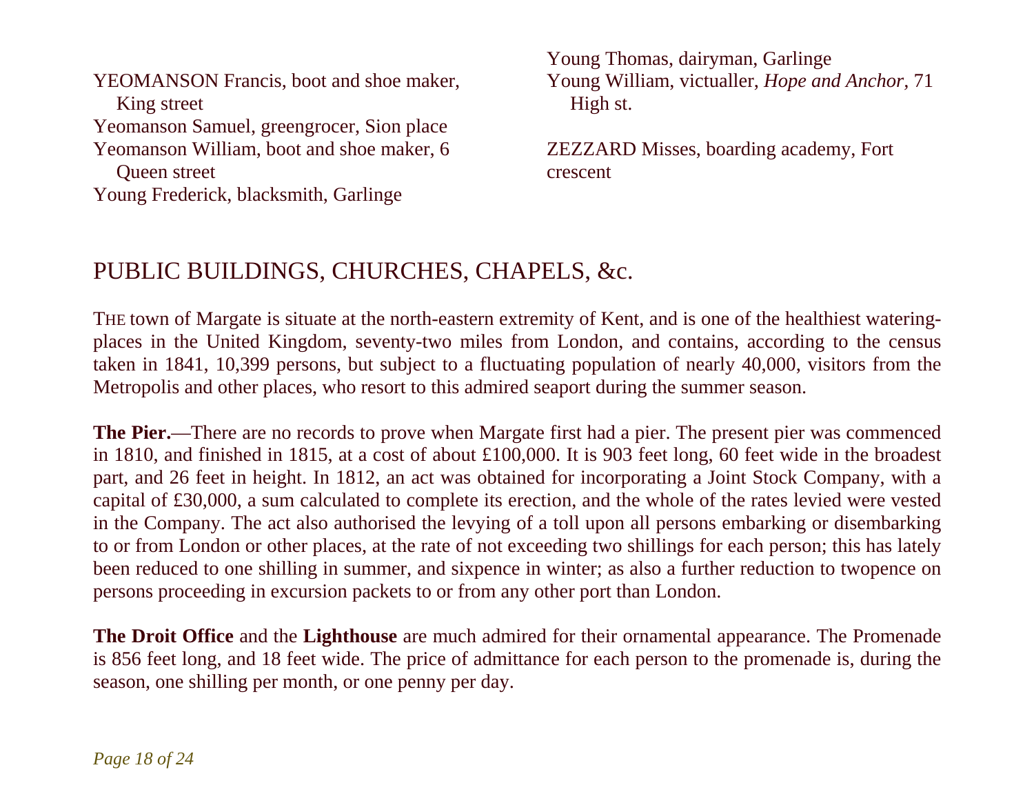YEOMANSON Francis, boot and shoe maker, King street

Yeomanson Samuel, greengrocer, Sion place

Yeomanson William, boot and shoe maker, 6 Queen street

Young Frederick, blacksmith, Garlinge

Young Thomas, dairyman, Garlinge

Young William, victualler, *Hope and Anchor*, 71 High st.

ZEZZARD Misses, boarding academy, Fort crescent

## PUBLIC BUILDINGS, CHURCHES, CHAPELS, &c.

THE town of Margate is situate at the north-eastern extremity of Kent, and is one of the healthiest watering-places in the United Kingdom, seventy-two miles from London, and contains, according to the census taken in 1841, 10,399 persons, but subject to a fluctuating population of nearly 40,000, visitors from the Metropolis and other places, who resort to this admired seaport during the summer season.

**The Pier.**—There are no records to prove when Margate first had a pier. The present pier was commenced in 1810, and finished in 1815, at a cost of about £100,000. It is 903 feet long, 60 feet wide in the broadest part, and 26 feet in height. In 1812, an act was obtained for incorporating a Joint Stock Company, with a capital of £30,000, a sum calculated to complete its erection, and the whole of the rates levied were vested in the Company. The act also authorised the levying of a toll upon all persons embarking or disembarking to or from London or other places, at the rate of not exceeding two shillings for each person; this has lately been reduced to one shilling in summer, and sixpence in winter; as also a further reduction to twopence on persons proceeding in excursion packets to or from any other port than London.

**The Droit Office** and the **Lighthouse** are much admired for their ornamental appearance. The Promenade is 856 feet long, and 18 feet wide. The price of admittance for each person to the promenade is, during the season, one shilling per month, or one penny per day.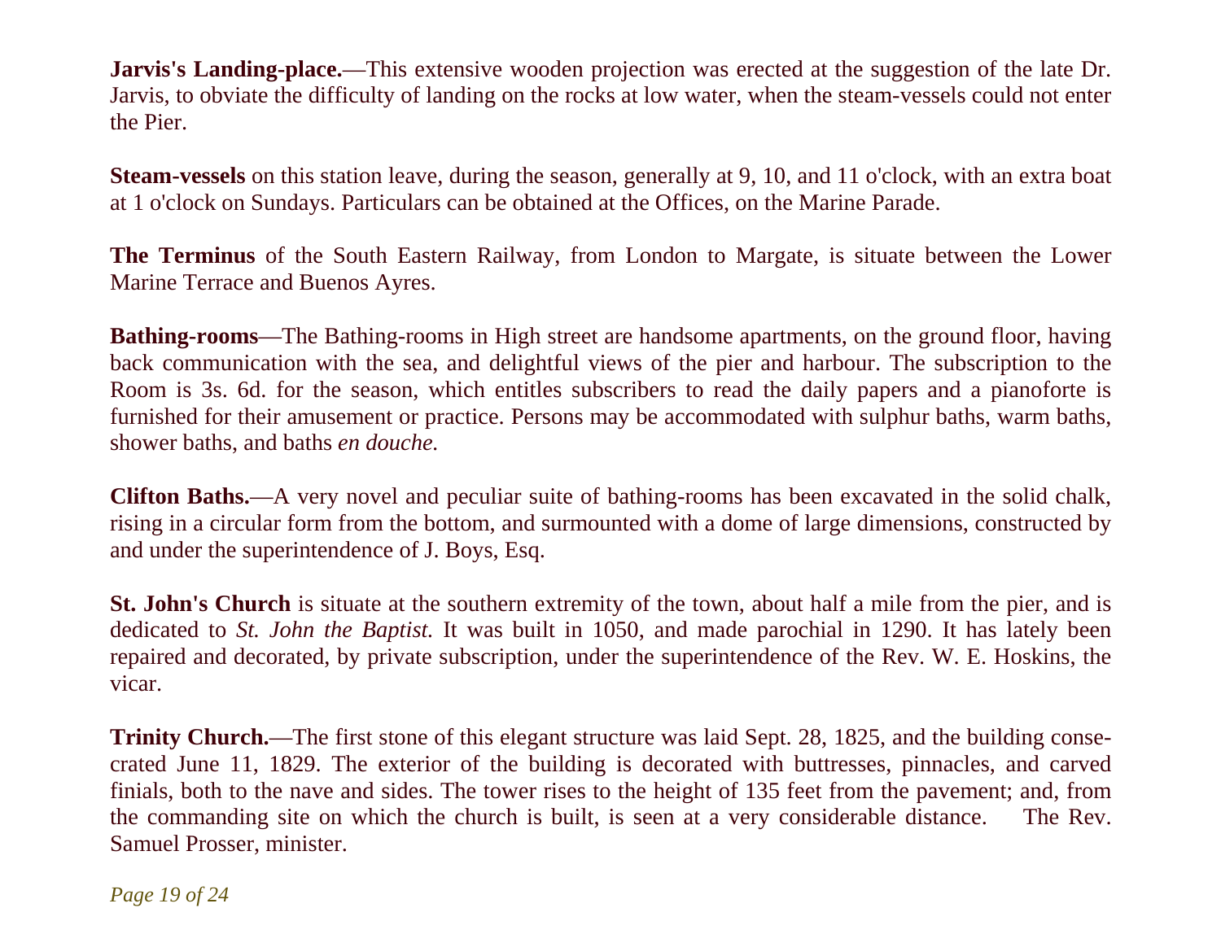**Jarvis's Landing-place.**—This extensive wooden projection was erected at the suggestion of the late Dr. Jarvis, to obviate the difficulty of landing on the rocks at low water, when the steam-vessels could not enter the Pier.

**Steam-vessels** on this station leave, during the season, generally at 9, 10, and 11 o'clock, with an extra boat at 1 o'clock on Sundays. Particulars can be obtained at the Offices, on the Marine Parade.

**The Terminus** of the South Eastern Railway, from London to Margate, is situate between the Lower Marine Terrace and Buenos Ayres.

**Bathing-rooms**—The Bathing-rooms in High street are handsome apartments, on the ground floor, having back communication with the sea, and delightful views of the pier and harbour. The subscription to the Room is 3s. 6d. for the season, which entitles subscribers to read the daily papers and a pianoforte is furnished for their amusement or practice. Persons may be accommodated with sulphur baths, warm baths, shower baths, and baths *en douche*.

**Clifton Baths.**—A very novel and peculiar suite of bathing-rooms has been excavated in the solid chalk, rising in a circular form from the bottom, and surmounted with a dome of large dimensions, constructed by and under the superintendence of J. Boys, Esq.

**St. John's Church** is situate at the southern extremity of the town, about half a mile from the pier, and is dedicated to *St. John the Baptist*. It was built in 1050, and made parochial in 1290. It has lately been repaired and decorated, by private subscription, under the superintendence of the Rev. W. E. Hoskins, the vicar.

**Trinity Church.**—The first stone of this elegant structure was laid Sept. 28, 1825, and the building consecrated June 11, 1829. The exterior of the building is decorated with buttresses, pinnacles, and carved finials, both to the nave and sides. The tower rises to the height of 135 feet from the pavement; and, from the commanding site on which the church is built, is seen at a very considerable distance. The Rev. Samuel Prosser, minister.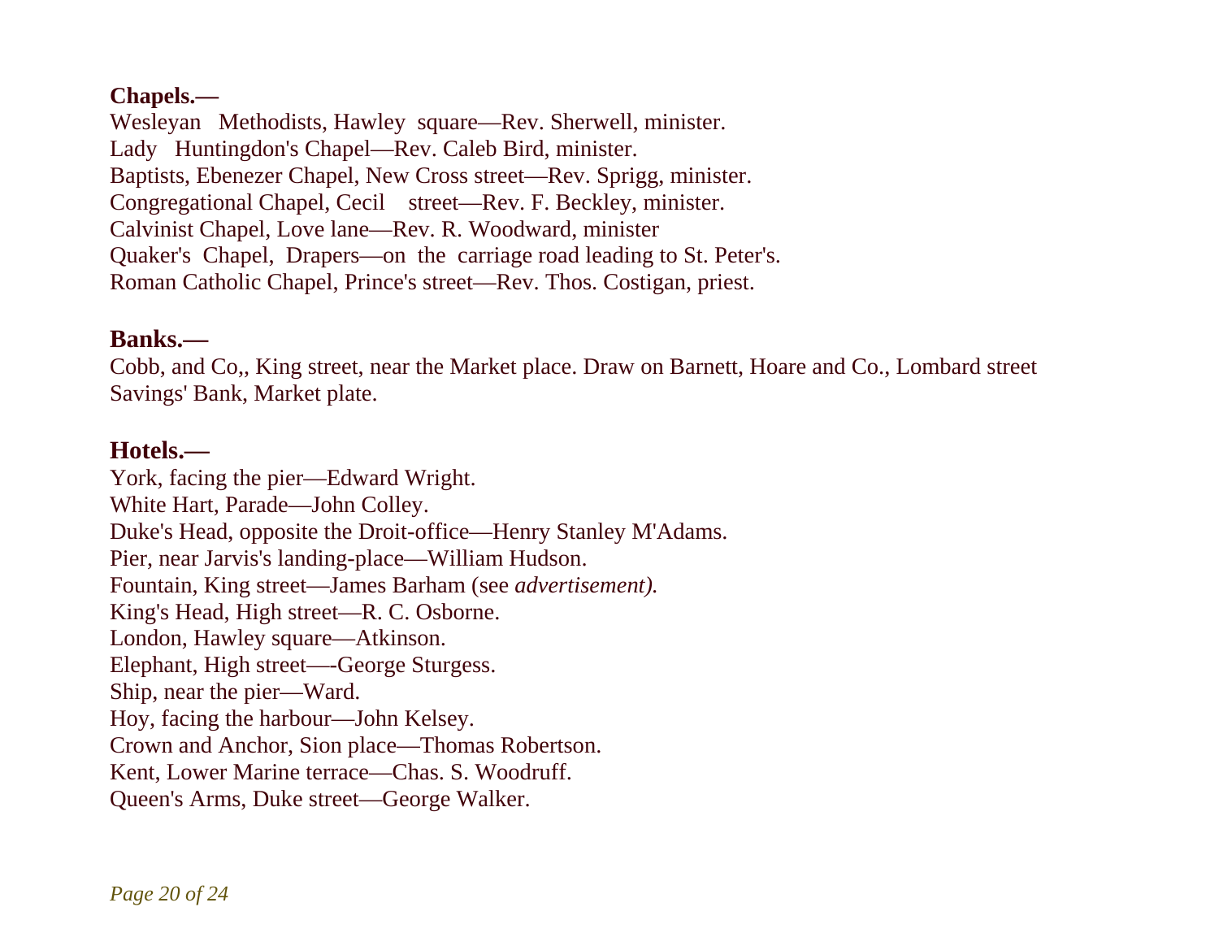**Chapels.—**

Wesleyan Methodists, Hawley square—Rev. Sherwell, minister.
Lady Huntingdon's Chapel—Rev. Caleb Bird, minister.
Baptists, Ebenezer Chapel, New Cross street—Rev. Sprigg, minister.
Congregational Chapel, Cecil street—Rev. F. Beckley, minister.
Calvinist Chapel, Love lane—Rev. R. Woodward, minister
Quaker's Chapel, Drapers—on the carriage road leading to St. Peter's.
Roman Catholic Chapel, Prince's street—Rev. Thos. Costigan, priest.

**Banks.—**

Cobb, and Co,, King street, near the Market place. Draw on Barnett, Hoare and Co., Lombard street
Savings' Bank, Market plate.

**Hotels.—**

York, facing the pier—Edward Wright.
White Hart, Parade—John Colley.
Duke's Head, opposite the Droit-office—Henry Stanley M'Adams.
Pier, near Jarvis's landing-place—William Hudson.
Fountain, King street—James Barham (see *advertisement).*
King's Head, High street—R. C. Osborne.
London, Hawley square—Atkinson.
Elephant, High street—-George Sturgess.
Ship, near the pier—Ward.
Hoy, facing the harbour—John Kelsey.
Crown and Anchor, Sion place—Thomas Robertson.
Kent, Lower Marine terrace—Chas. S. Woodruff.
Queen's Arms, Duke street—George Walker.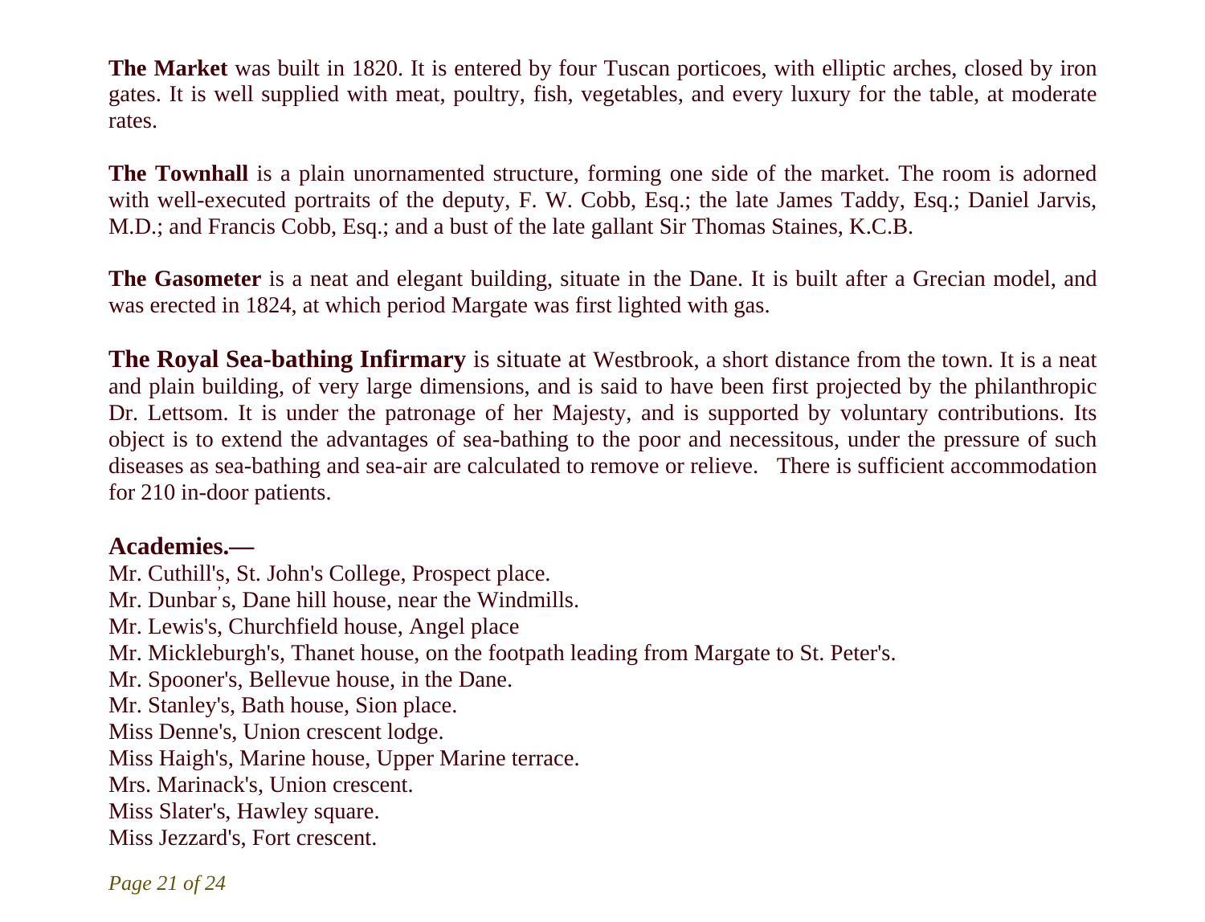**The Market** was built in 1820. It is entered by four Tuscan porticoes, with elliptic arches, closed by iron gates. It is well supplied with meat, poultry, fish, vegetables, and every luxury for the table, at moderate rates.

**The Townhall** is a plain unornamented structure, forming one side of the market. The room is adorned with well-executed portraits of the deputy, F. W. Cobb, Esq.; the late James Taddy, Esq.; Daniel Jarvis, M.D.; and Francis Cobb, Esq.; and a bust of the late gallant Sir Thomas Staines, K.C.B.

**The Gasometer** is a neat and elegant building, situate in the Dane. It is built after a Grecian model, and was erected in 1824, at which period Margate was first lighted with gas.

**The Royal Sea-bathing Infirmary** is situate at Westbrook, a short distance from the town. It is a neat and plain building, of very large dimensions, and is said to have been first projected by the philanthropic Dr. Lettsom. It is under the patronage of her Majesty, and is supported by voluntary contributions. Its object is to extend the advantages of sea-bathing to the poor and necessitous, under the pressure of such diseases as sea-bathing and sea-air are calculated to remove or relieve. There is sufficient accommodation for 210 in-door patients.

**Academies.—**

Mr. Cuthill's, St. John's College, Prospect place.
Mr. Dunbar's, Dane hill house, near the Windmills.
Mr. Lewis's, Churchfield house, Angel place
Mr. Mickleburgh's, Thanet house, on the footpath leading from Margate to St. Peter's.
Mr. Spooner's, Bellevue house, in the Dane.
Mr. Stanley's, Bath house, Sion place.
Miss Denne's, Union crescent lodge.
Miss Haigh's, Marine house, Upper Marine terrace.
Mrs. Marinack's, Union crescent.
Miss Slater's, Hawley square.
Miss Jezzard's, Fort crescent.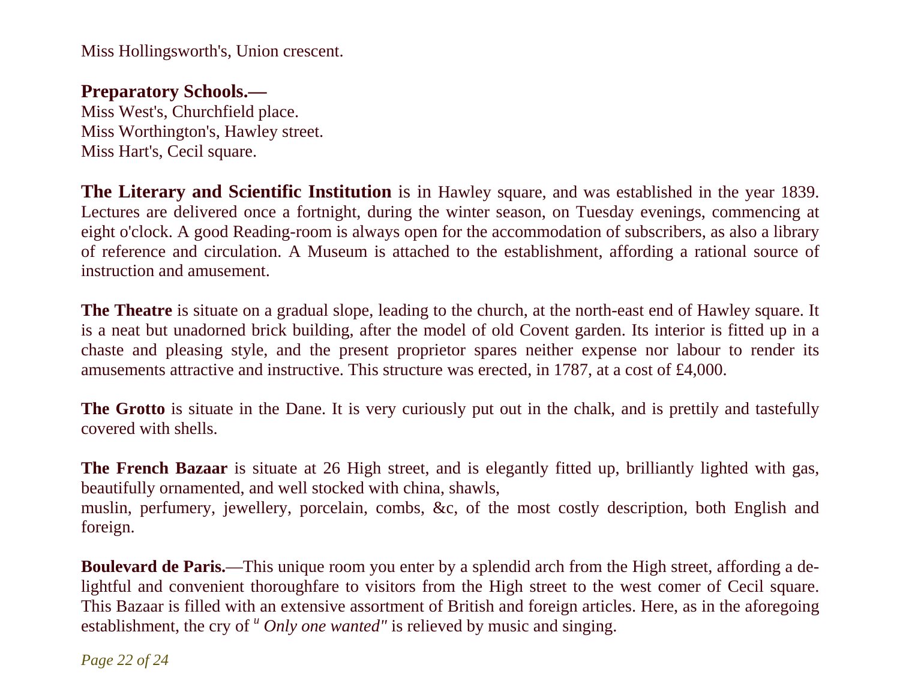Miss Hollingsworth's, Union crescent.

**Preparatory Schools.—**
Miss West's, Churchfield place.
Miss Worthington's, Hawley street.
Miss Hart's, Cecil square.

**The Literary and Scientific Institution** is in Hawley square, and was established in the year 1839. Lectures are delivered once a fortnight, during the winter season, on Tuesday evenings, commencing at eight o'clock. A good Reading-room is always open for the accommodation of subscribers, as also a library of reference and circulation. A Museum is attached to the establishment, affording a rational source of instruction and amusement.

**The Theatre** is situate on a gradual slope, leading to the church, at the north-east end of Hawley square. It is a neat but unadorned brick building, after the model of old Covent garden. Its interior is fitted up in a chaste and pleasing style, and the present proprietor spares neither expense nor labour to render its amusements attractive and instructive. This structure was erected, in 1787, at a cost of £4,000.

**The Grotto** is situate in the Dane. It is very curiously put out in the chalk, and is prettily and tastefully covered with shells.

**The French Bazaar** is situate at 26 High street, and is elegantly fitted up, brilliantly lighted with gas, beautifully ornamented, and well stocked with china, shawls, muslin, perfumery, jewellery, porcelain, combs, &c, of the most costly description, both English and foreign.

**Boulevard de Paris.**—This unique room you enter by a splendid arch from the High street, affording a delightful and convenient thoroughfare to visitors from the High street to the west comer of Cecil square. This Bazaar is filled with an extensive assortment of British and foreign articles. Here, as in the aforegoing establishment, the cry of "*Only one wanted"* is relieved by music and singing.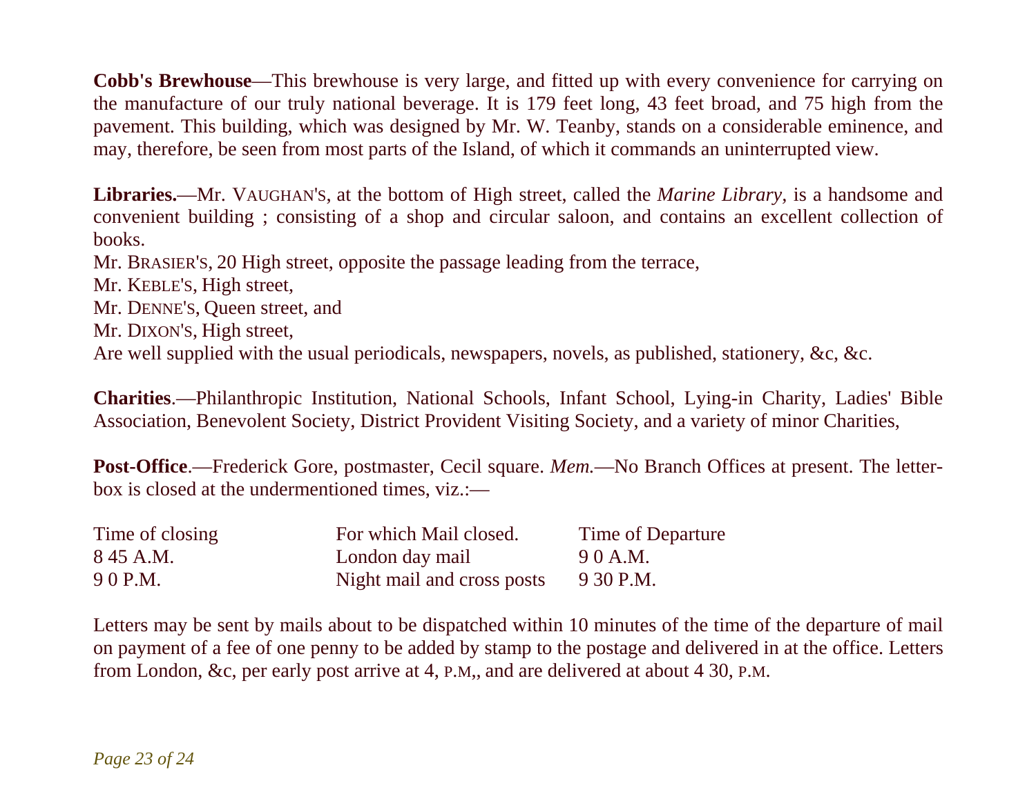**Cobb's Brewhouse**—This brewhouse is very large, and fitted up with every convenience for carrying on the manufacture of our truly national beverage. It is 179 feet long, 43 feet broad, and 75 high from the pavement. This building, which was designed by Mr. W. Teanby, stands on a considerable eminence, and may, therefore, be seen from most parts of the Island, of which it commands an uninterrupted view.

**Libraries.**—Mr. VAUGHAN'S, at the bottom of High street, called the *Marine Library*, is a handsome and convenient building ; consisting of a shop and circular saloon, and contains an excellent collection of books.

Mr. BRASIER'S, 20 High street, opposite the passage leading from the terrace,
Mr. KEBLE'S, High street,
Mr. DENNE'S, Queen street, and
Mr. DIXON'S, High street,
Are well supplied with the usual periodicals, newspapers, novels, as published, stationery, &c, &c.

**Charities**.—Philanthropic Institution, National Schools, Infant School, Lying-in Charity, Ladies' Bible Association, Benevolent Society, District Provident Visiting Society, and a variety of minor Charities,

**Post-Office**.—Frederick Gore, postmaster, Cecil square. *Mem.*—No Branch Offices at present. The letter-box is closed at the undermentioned times, viz.:—

| Time of closing | For which Mail closed. | Time of Departure |
|---|---|---|
| 8 45 A.M. | London day mail | 9 0 A.M. |
| 9 0 P.M. | Night mail and cross posts | 9 30 P.M. |

Letters may be sent by mails about to be dispatched within 10 minutes of the time of the departure of mail on payment of a fee of one penny to be added by stamp to the postage and delivered in at the office. Letters from London, &c, per early post arrive at 4, P.M,, and are delivered at about 4 30, P.M.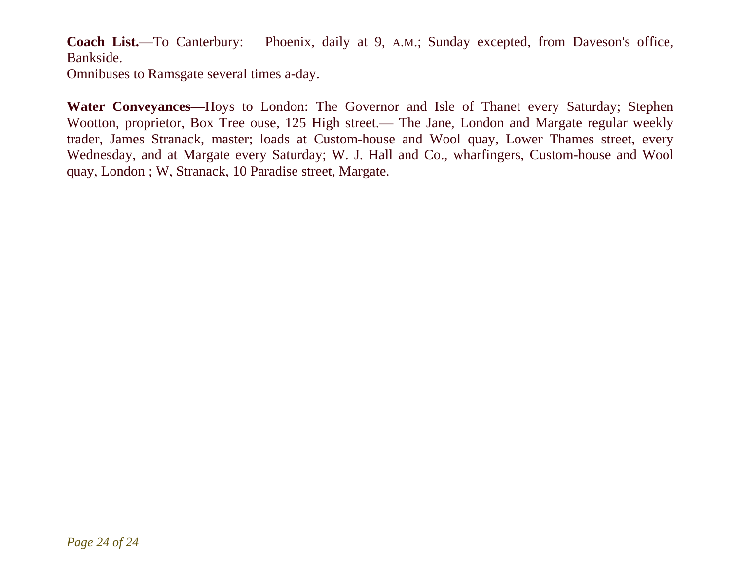**Coach List.**—To Canterbury: Phoenix, daily at 9, A.M.; Sunday excepted, from Daveson's office, Bankside.
Omnibuses to Ramsgate several times a-day.

**Water Conveyances**—Hoys to London: The Governor and Isle of Thanet every Saturday; Stephen Wootton, proprietor, Box Tree ouse, 125 High street.— The Jane, London and Margate regular weekly trader, James Stranack, master; loads at Custom-house and Wool quay, Lower Thames street, every Wednesday, and at Margate every Saturday; W. J. Hall and Co., wharfingers, Custom-house and Wool quay, London ; W, Stranack, 10 Paradise street, Margate.